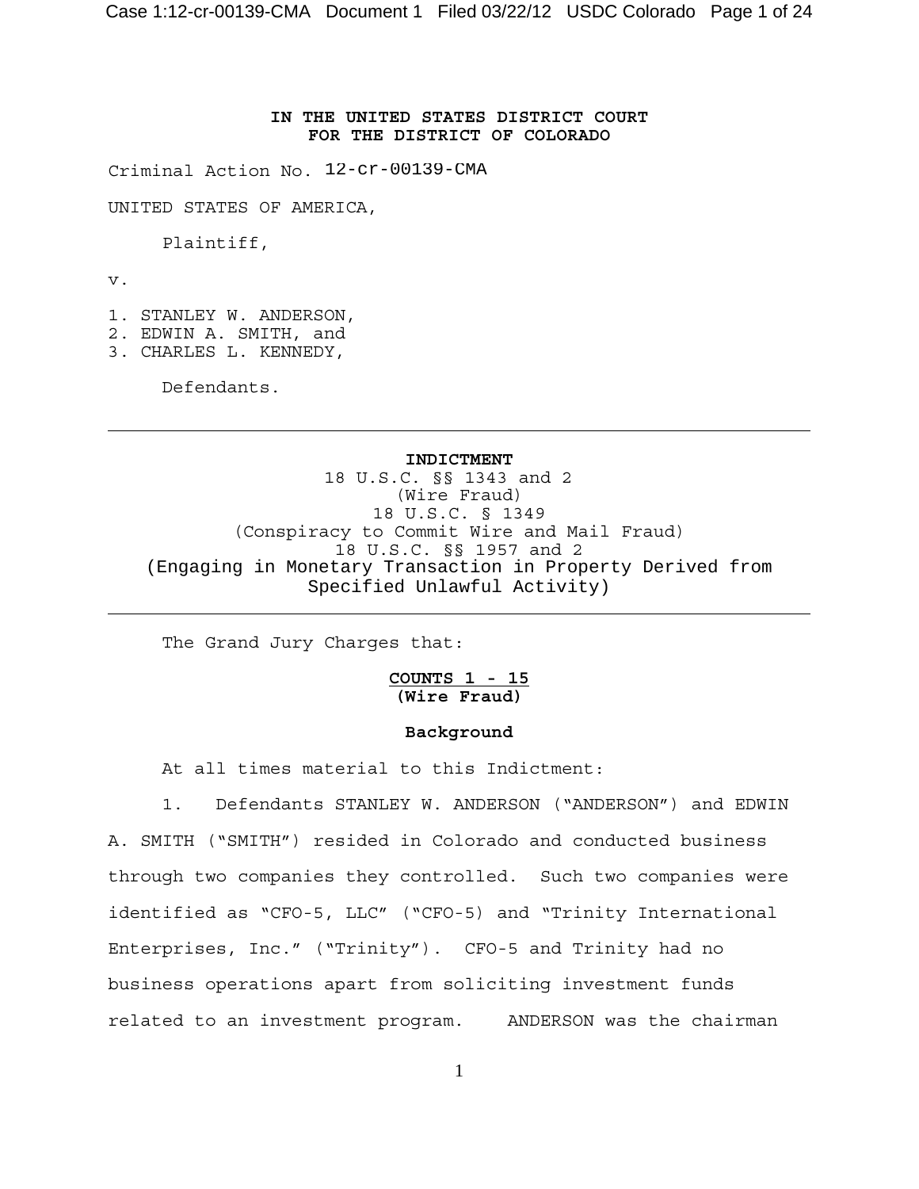**IN THE UNITED STATES DISTRICT COURT**
**FOR THE DISTRICT OF COLORADO**

Criminal Action No. 12-cr-00139-CMA

UNITED STATES OF AMERICA,

Plaintiff,

v.

1. STANLEY W. ANDERSON,
2. EDWIN A. SMITH, and
3. CHARLES L. KENNEDY,

Defendants.

---

**INDICTMENT**
18 U.S.C. §§ 1343 and 2
(Wire Fraud)
18 U.S.C. § 1349
(Conspiracy to Commit Wire and Mail Fraud)
18 U.S.C. §§ 1957 and 2
(Engaging in Monetary Transaction in Property Derived from Specified Unlawful Activity)

---

The Grand Jury Charges that:

**COUNTS 1 - 15**
**(Wire Fraud)**

**Background**

At all times material to this Indictment:

1. Defendants STANLEY W. ANDERSON ("ANDERSON") and EDWIN A. SMITH ("SMITH") resided in Colorado and conducted business through two companies they controlled. Such two companies were identified as "CFO-5, LLC" ("CFO-5) and "Trinity International Enterprises, Inc." ("Trinity"). CFO-5 and Trinity had no business operations apart from soliciting investment funds related to an investment program. ANDERSON was the chairman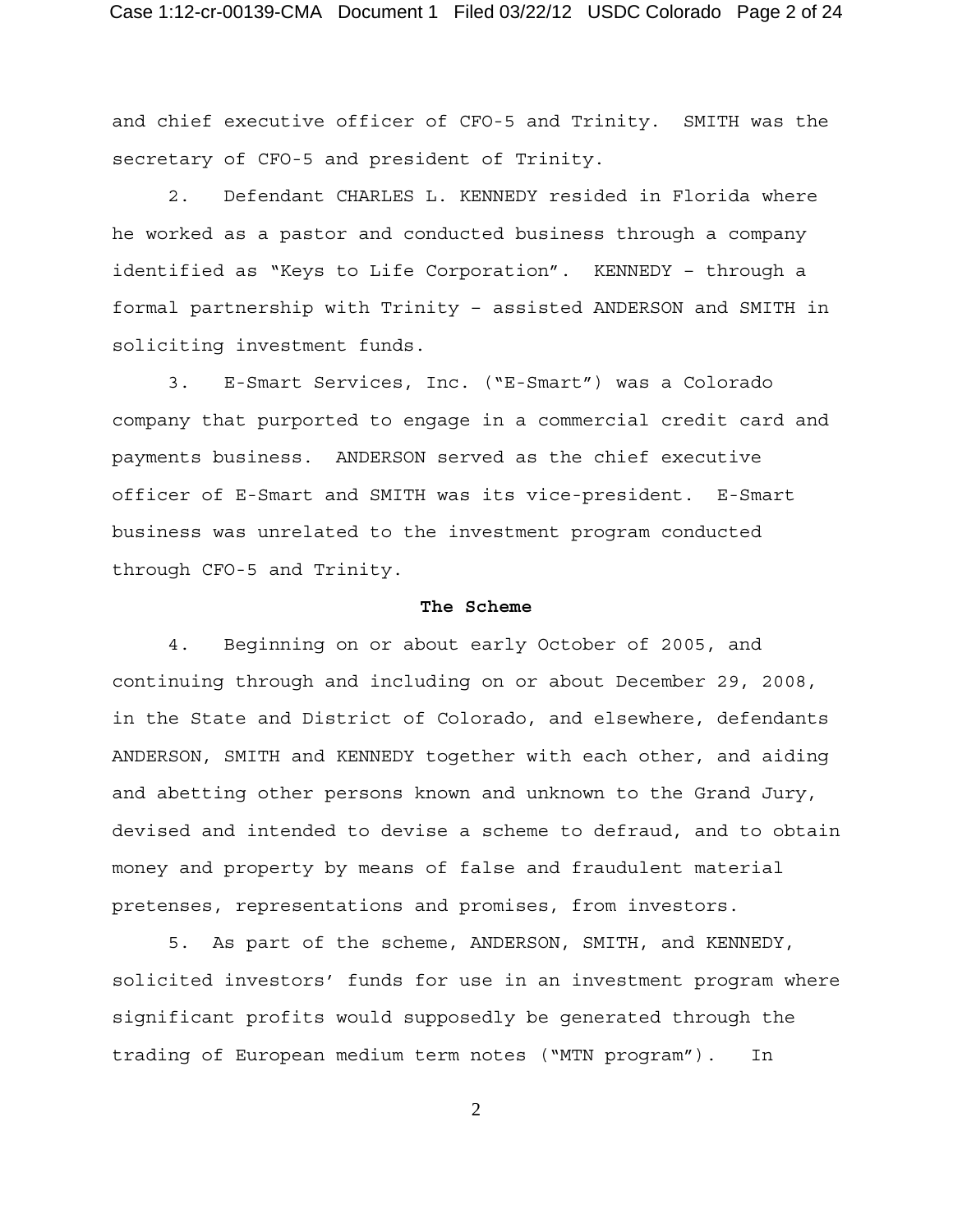and chief executive officer of CFO-5 and Trinity. SMITH was the secretary of CFO-5 and president of Trinity.

2. Defendant CHARLES L. KENNEDY resided in Florida where he worked as a pastor and conducted business through a company identified as "Keys to Life Corporation". KENNEDY – through a formal partnership with Trinity – assisted ANDERSON and SMITH in soliciting investment funds.

3. E-Smart Services, Inc. ("E-Smart") was a Colorado company that purported to engage in a commercial credit card and payments business. ANDERSON served as the chief executive officer of E-Smart and SMITH was its vice-president. E-Smart business was unrelated to the investment program conducted through CFO-5 and Trinity.

**The Scheme**

4. Beginning on or about early October of 2005, and continuing through and including on or about December 29, 2008, in the State and District of Colorado, and elsewhere, defendants ANDERSON, SMITH and KENNEDY together with each other, and aiding and abetting other persons known and unknown to the Grand Jury, devised and intended to devise a scheme to defraud, and to obtain money and property by means of false and fraudulent material pretenses, representations and promises, from investors.

5. As part of the scheme, ANDERSON, SMITH, and KENNEDY, solicited investors' funds for use in an investment program where significant profits would supposedly be generated through the trading of European medium term notes ("MTN program"). In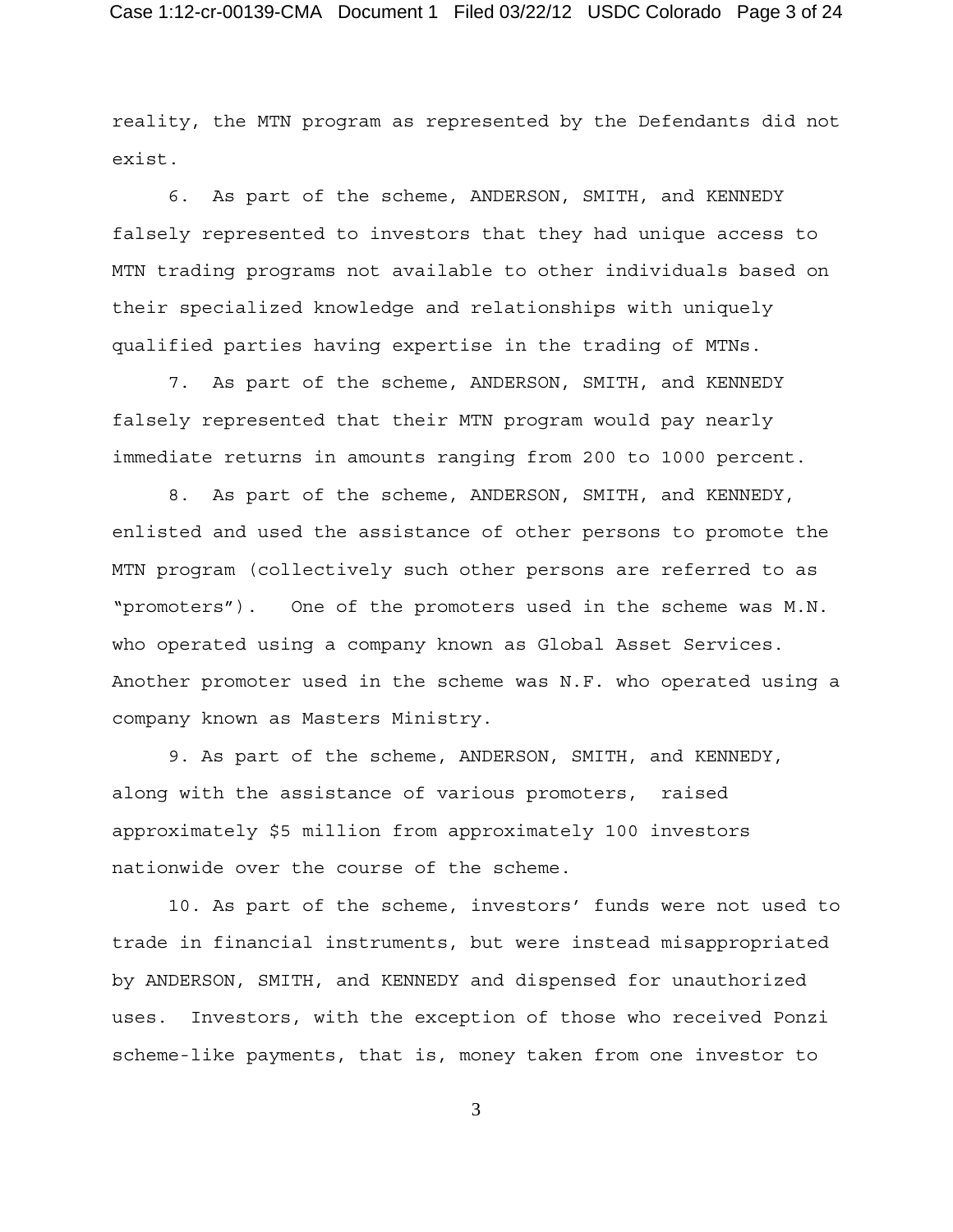reality, the MTN program as represented by the Defendants did not exist.

6. As part of the scheme, ANDERSON, SMITH, and KENNEDY falsely represented to investors that they had unique access to MTN trading programs not available to other individuals based on their specialized knowledge and relationships with uniquely qualified parties having expertise in the trading of MTNs.

7. As part of the scheme, ANDERSON, SMITH, and KENNEDY falsely represented that their MTN program would pay nearly immediate returns in amounts ranging from 200 to 1000 percent.

8. As part of the scheme, ANDERSON, SMITH, and KENNEDY, enlisted and used the assistance of other persons to promote the MTN program (collectively such other persons are referred to as "promoters"). One of the promoters used in the scheme was M.N. who operated using a company known as Global Asset Services. Another promoter used in the scheme was N.F. who operated using a company known as Masters Ministry.

9. As part of the scheme, ANDERSON, SMITH, and KENNEDY, along with the assistance of various promoters, raised approximately $5 million from approximately 100 investors nationwide over the course of the scheme.

10. As part of the scheme, investors' funds were not used to trade in financial instruments, but were instead misappropriated by ANDERSON, SMITH, and KENNEDY and dispensed for unauthorized uses. Investors, with the exception of those who received Ponzi scheme-like payments, that is, money taken from one investor to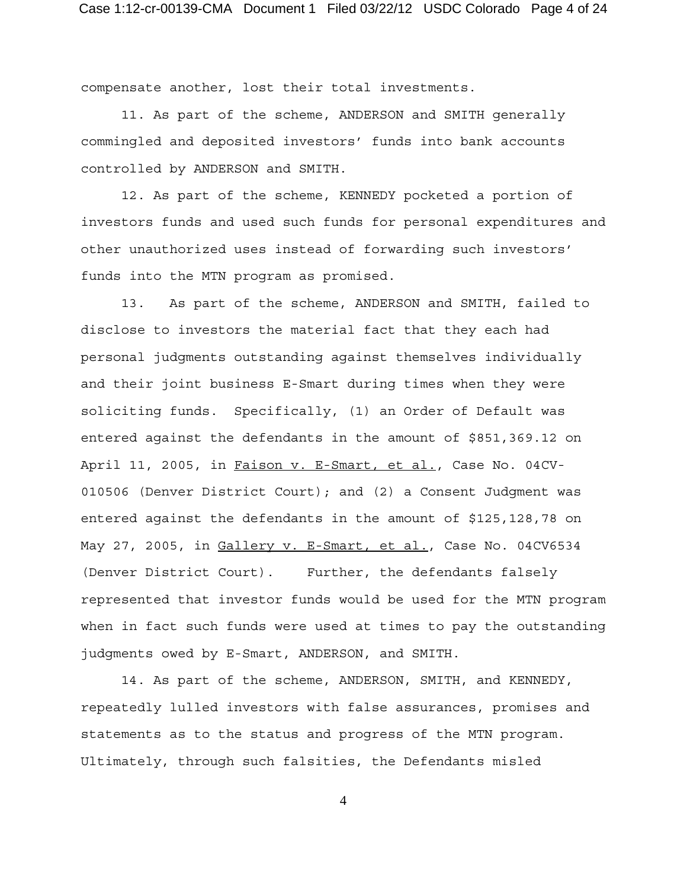compensate another, lost their total investments.

11. As part of the scheme, ANDERSON and SMITH generally commingled and deposited investors' funds into bank accounts controlled by ANDERSON and SMITH.

12. As part of the scheme, KENNEDY pocketed a portion of investors funds and used such funds for personal expenditures and other unauthorized uses instead of forwarding such investors' funds into the MTN program as promised.

13. As part of the scheme, ANDERSON and SMITH, failed to disclose to investors the material fact that they each had personal judgments outstanding against themselves individually and their joint business E-Smart during times when they were soliciting funds. Specifically, (1) an Order of Default was entered against the defendants in the amount of $851,369.12 on April 11, 2005, in Faison v. E-Smart, et al., Case No. 04CV-010506 (Denver District Court); and (2) a Consent Judgment was entered against the defendants in the amount of $125,128,78 on May 27, 2005, in Gallery v. E-Smart, et al., Case No. 04CV6534 (Denver District Court). Further, the defendants falsely represented that investor funds would be used for the MTN program when in fact such funds were used at times to pay the outstanding judgments owed by E-Smart, ANDERSON, and SMITH.

14. As part of the scheme, ANDERSON, SMITH, and KENNEDY, repeatedly lulled investors with false assurances, promises and statements as to the status and progress of the MTN program. Ultimately, through such falsities, the Defendants misled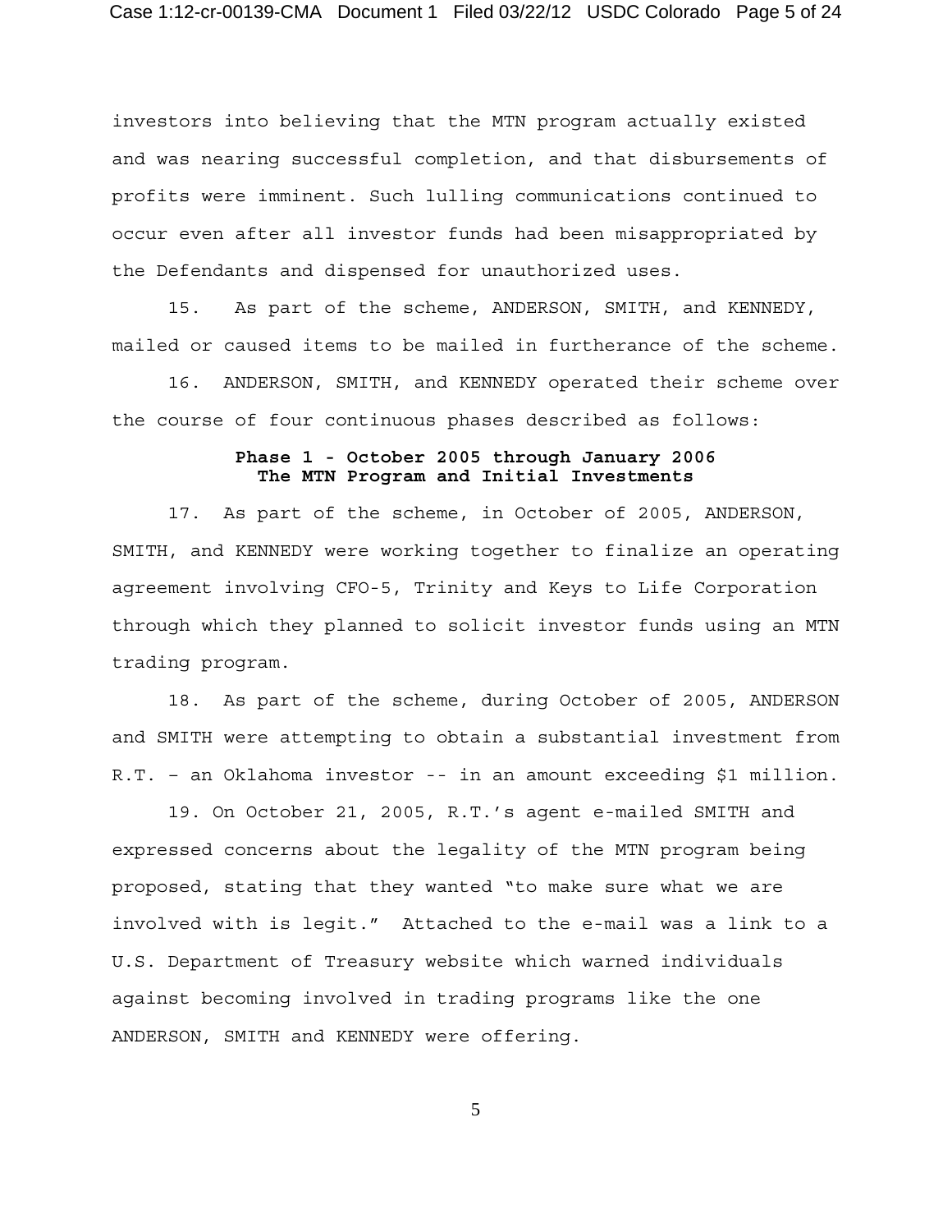investors into believing that the MTN program actually existed and was nearing successful completion, and that disbursements of profits were imminent. Such lulling communications continued to occur even after all investor funds had been misappropriated by the Defendants and dispensed for unauthorized uses.

15. As part of the scheme, ANDERSON, SMITH, and KENNEDY, mailed or caused items to be mailed in furtherance of the scheme.

16. ANDERSON, SMITH, and KENNEDY operated their scheme over the course of four continuous phases described as follows:

**Phase 1 - October 2005 through January 2006**
**The MTN Program and Initial Investments**

17. As part of the scheme, in October of 2005, ANDERSON, SMITH, and KENNEDY were working together to finalize an operating agreement involving CFO-5, Trinity and Keys to Life Corporation through which they planned to solicit investor funds using an MTN trading program.

18. As part of the scheme, during October of 2005, ANDERSON and SMITH were attempting to obtain a substantial investment from R.T. – an Oklahoma investor -- in an amount exceeding $1 million.

19. On October 21, 2005, R.T.'s agent e-mailed SMITH and expressed concerns about the legality of the MTN program being proposed, stating that they wanted "to make sure what we are involved with is legit." Attached to the e-mail was a link to a U.S. Department of Treasury website which warned individuals against becoming involved in trading programs like the one ANDERSON, SMITH and KENNEDY were offering.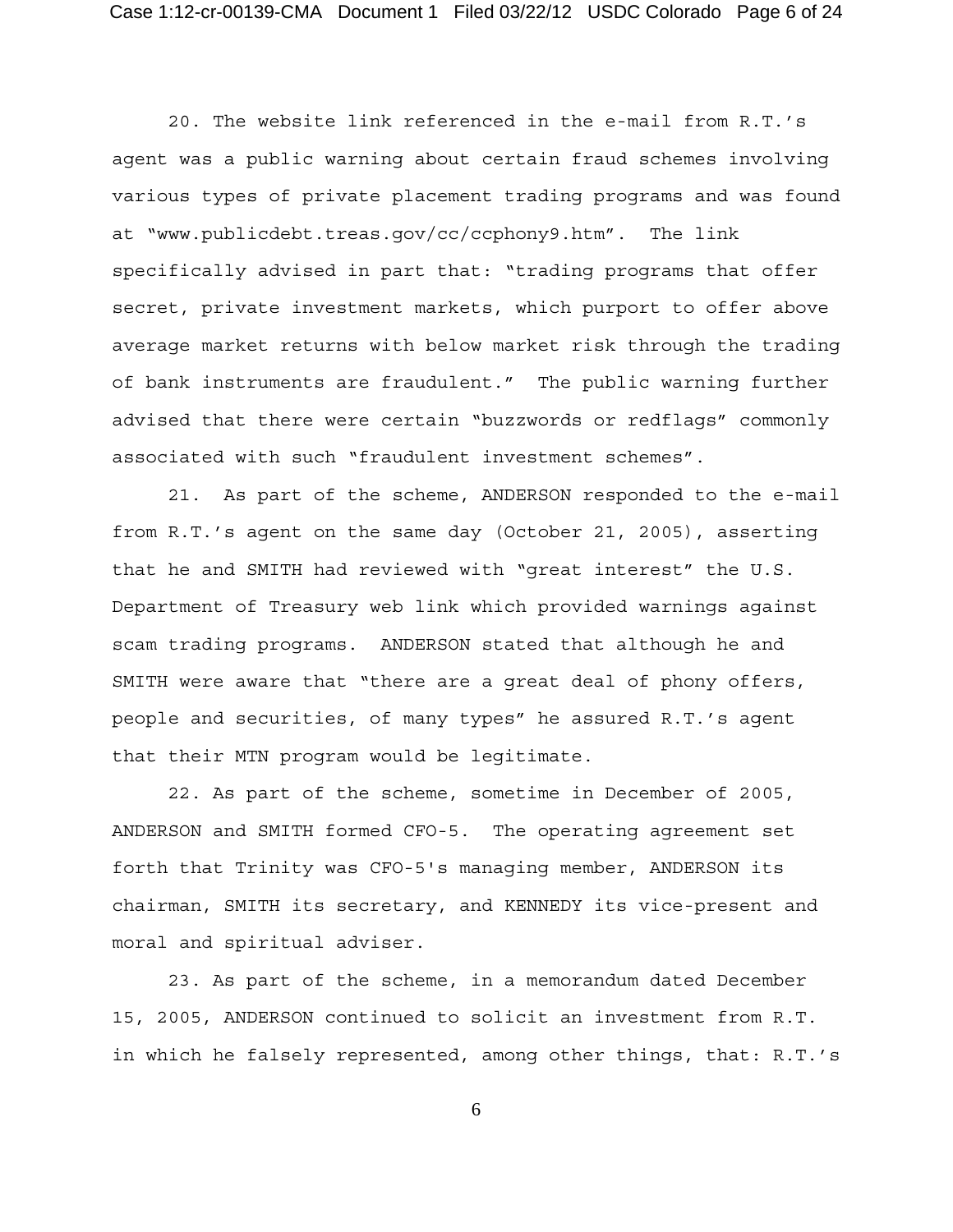20. The website link referenced in the e-mail from R.T.'s agent was a public warning about certain fraud schemes involving various types of private placement trading programs and was found at "www.publicdebt.treas.gov/cc/ccphony9.htm". The link specifically advised in part that: "trading programs that offer secret, private investment markets, which purport to offer above average market returns with below market risk through the trading of bank instruments are fraudulent." The public warning further advised that there were certain "buzzwords or redflags" commonly associated with such "fraudulent investment schemes".

21. As part of the scheme, ANDERSON responded to the e-mail from R.T.'s agent on the same day (October 21, 2005), asserting that he and SMITH had reviewed with "great interest" the U.S. Department of Treasury web link which provided warnings against scam trading programs. ANDERSON stated that although he and SMITH were aware that "there are a great deal of phony offers, people and securities, of many types" he assured R.T.'s agent that their MTN program would be legitimate.

22. As part of the scheme, sometime in December of 2005, ANDERSON and SMITH formed CFO-5. The operating agreement set forth that Trinity was CFO-5's managing member, ANDERSON its chairman, SMITH its secretary, and KENNEDY its vice-present and moral and spiritual adviser.

23. As part of the scheme, in a memorandum dated December 15, 2005, ANDERSON continued to solicit an investment from R.T. in which he falsely represented, among other things, that: R.T.'s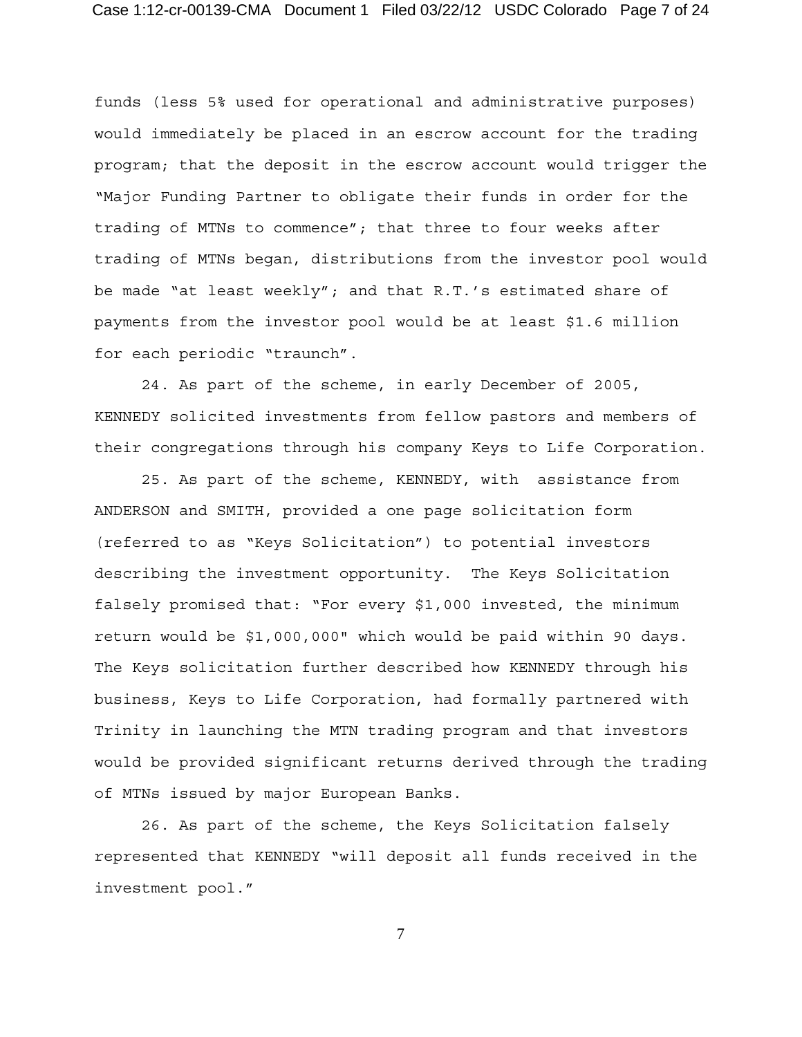funds (less 5% used for operational and administrative purposes) would immediately be placed in an escrow account for the trading program; that the deposit in the escrow account would trigger the "Major Funding Partner to obligate their funds in order for the trading of MTNs to commence"; that three to four weeks after trading of MTNs began, distributions from the investor pool would be made "at least weekly"; and that R.T.'s estimated share of payments from the investor pool would be at least $1.6 million for each periodic "traunch".

24. As part of the scheme, in early December of 2005, KENNEDY solicited investments from fellow pastors and members of their congregations through his company Keys to Life Corporation.

25. As part of the scheme, KENNEDY, with assistance from ANDERSON and SMITH, provided a one page solicitation form (referred to as "Keys Solicitation") to potential investors describing the investment opportunity. The Keys Solicitation falsely promised that: "For every $1,000 invested, the minimum return would be $1,000,000" which would be paid within 90 days. The Keys solicitation further described how KENNEDY through his business, Keys to Life Corporation, had formally partnered with Trinity in launching the MTN trading program and that investors would be provided significant returns derived through the trading of MTNs issued by major European Banks.

26. As part of the scheme, the Keys Solicitation falsely represented that KENNEDY "will deposit all funds received in the investment pool."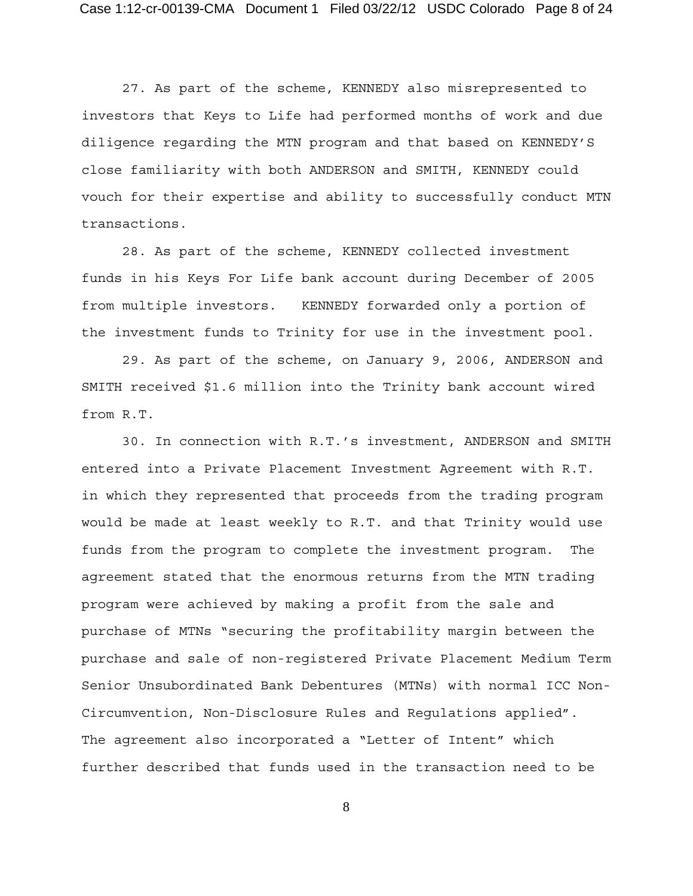27. As part of the scheme, KENNEDY also misrepresented to investors that Keys to Life had performed months of work and due diligence regarding the MTN program and that based on KENNEDY'S close familiarity with both ANDERSON and SMITH, KENNEDY could vouch for their expertise and ability to successfully conduct MTN transactions.

28. As part of the scheme, KENNEDY collected investment funds in his Keys For Life bank account during December of 2005 from multiple investors. KENNEDY forwarded only a portion of the investment funds to Trinity for use in the investment pool.

29. As part of the scheme, on January 9, 2006, ANDERSON and SMITH received $1.6 million into the Trinity bank account wired from R.T.

30. In connection with R.T.'s investment, ANDERSON and SMITH entered into a Private Placement Investment Agreement with R.T. in which they represented that proceeds from the trading program would be made at least weekly to R.T. and that Trinity would use funds from the program to complete the investment program. The agreement stated that the enormous returns from the MTN trading program were achieved by making a profit from the sale and purchase of MTNs "securing the profitability margin between the purchase and sale of non-registered Private Placement Medium Term Senior Unsubordinated Bank Debentures (MTNs) with normal ICC Non-Circumvention, Non-Disclosure Rules and Regulations applied". The agreement also incorporated a "Letter of Intent" which further described that funds used in the transaction need to be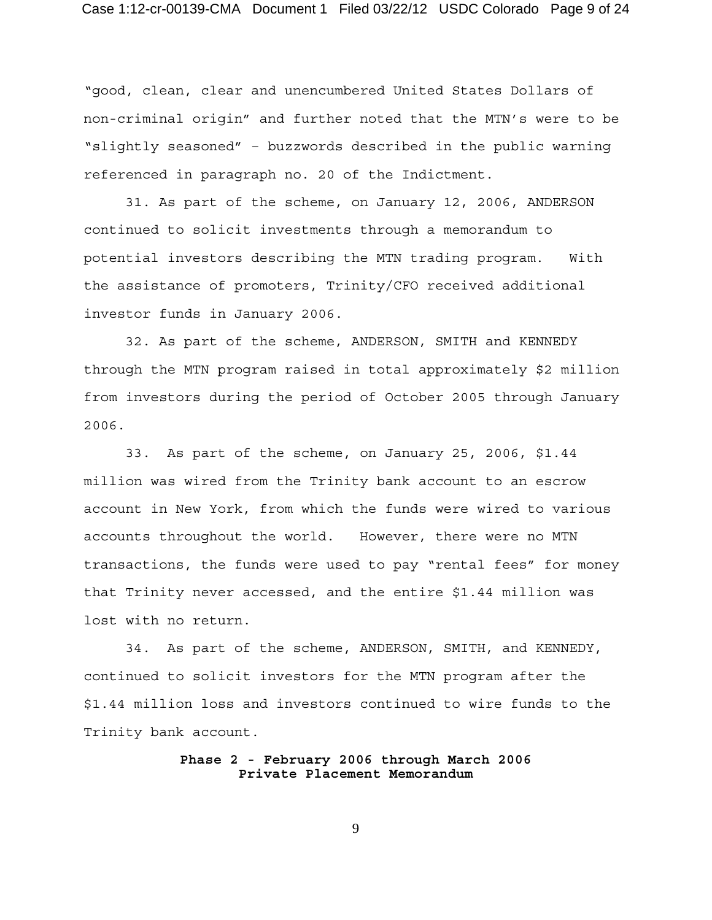"good, clean, clear and unencumbered United States Dollars of non-criminal origin" and further noted that the MTN's were to be "slightly seasoned" – buzzwords described in the public warning referenced in paragraph no. 20 of the Indictment.

31. As part of the scheme, on January 12, 2006, ANDERSON continued to solicit investments through a memorandum to potential investors describing the MTN trading program. With the assistance of promoters, Trinity/CFO received additional investor funds in January 2006.

32. As part of the scheme, ANDERSON, SMITH and KENNEDY through the MTN program raised in total approximately $2 million from investors during the period of October 2005 through January 2006.

33. As part of the scheme, on January 25, 2006, $1.44 million was wired from the Trinity bank account to an escrow account in New York, from which the funds were wired to various accounts throughout the world. However, there were no MTN transactions, the funds were used to pay "rental fees" for money that Trinity never accessed, and the entire $1.44 million was lost with no return.

34. As part of the scheme, ANDERSON, SMITH, and KENNEDY, continued to solicit investors for the MTN program after the $1.44 million loss and investors continued to wire funds to the Trinity bank account.

**Phase 2 - February 2006 through March 2006**
**Private Placement Memorandum**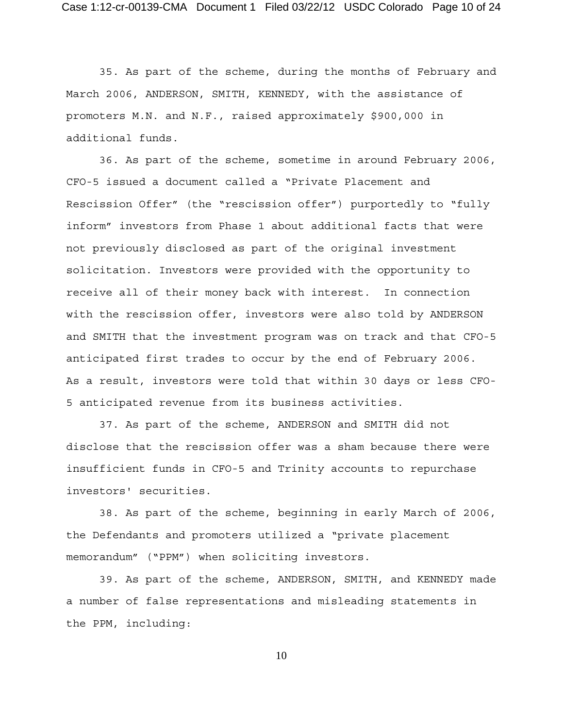35. As part of the scheme, during the months of February and March 2006, ANDERSON, SMITH, KENNEDY, with the assistance of promoters M.N. and N.F., raised approximately $900,000 in additional funds.

36. As part of the scheme, sometime in around February 2006, CFO-5 issued a document called a "Private Placement and Rescission Offer" (the "rescission offer") purportedly to "fully inform" investors from Phase 1 about additional facts that were not previously disclosed as part of the original investment solicitation. Investors were provided with the opportunity to receive all of their money back with interest. In connection with the rescission offer, investors were also told by ANDERSON and SMITH that the investment program was on track and that CFO-5 anticipated first trades to occur by the end of February 2006. As a result, investors were told that within 30 days or less CFO-5 anticipated revenue from its business activities.

37. As part of the scheme, ANDERSON and SMITH did not disclose that the rescission offer was a sham because there were insufficient funds in CFO-5 and Trinity accounts to repurchase investors' securities.

38. As part of the scheme, beginning in early March of 2006, the Defendants and promoters utilized a "private placement memorandum" ("PPM") when soliciting investors.

39. As part of the scheme, ANDERSON, SMITH, and KENNEDY made a number of false representations and misleading statements in the PPM, including: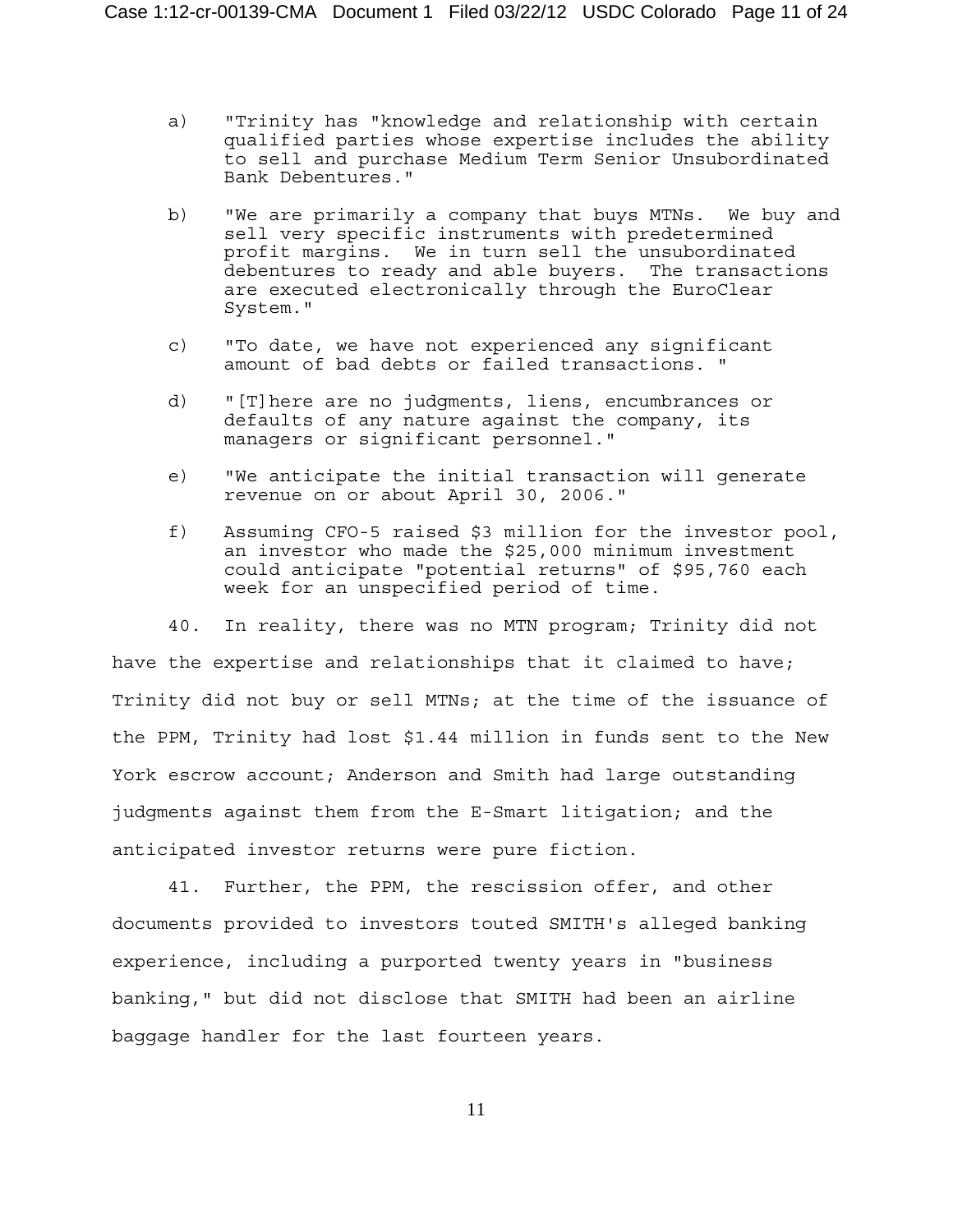a) "Trinity has "knowledge and relationship with certain qualified parties whose expertise includes the ability to sell and purchase Medium Term Senior Unsubordinated Bank Debentures."

b) "We are primarily a company that buys MTNs. We buy and sell very specific instruments with predetermined profit margins. We in turn sell the unsubordinated debentures to ready and able buyers. The transactions are executed electronically through the EuroClear System."

c) "To date, we have not experienced any significant amount of bad debts or failed transactions. "

d) "[T]here are no judgments, liens, encumbrances or defaults of any nature against the company, its managers or significant personnel."

e) "We anticipate the initial transaction will generate revenue on or about April 30, 2006."

f) Assuming CFO-5 raised $3 million for the investor pool, an investor who made the $25,000 minimum investment could anticipate "potential returns" of $95,760 each week for an unspecified period of time.

40. In reality, there was no MTN program; Trinity did not have the expertise and relationships that it claimed to have; Trinity did not buy or sell MTNs; at the time of the issuance of the PPM, Trinity had lost $1.44 million in funds sent to the New York escrow account; Anderson and Smith had large outstanding judgments against them from the E-Smart litigation; and the anticipated investor returns were pure fiction.

41. Further, the PPM, the rescission offer, and other documents provided to investors touted SMITH's alleged banking experience, including a purported twenty years in "business banking," but did not disclose that SMITH had been an airline baggage handler for the last fourteen years.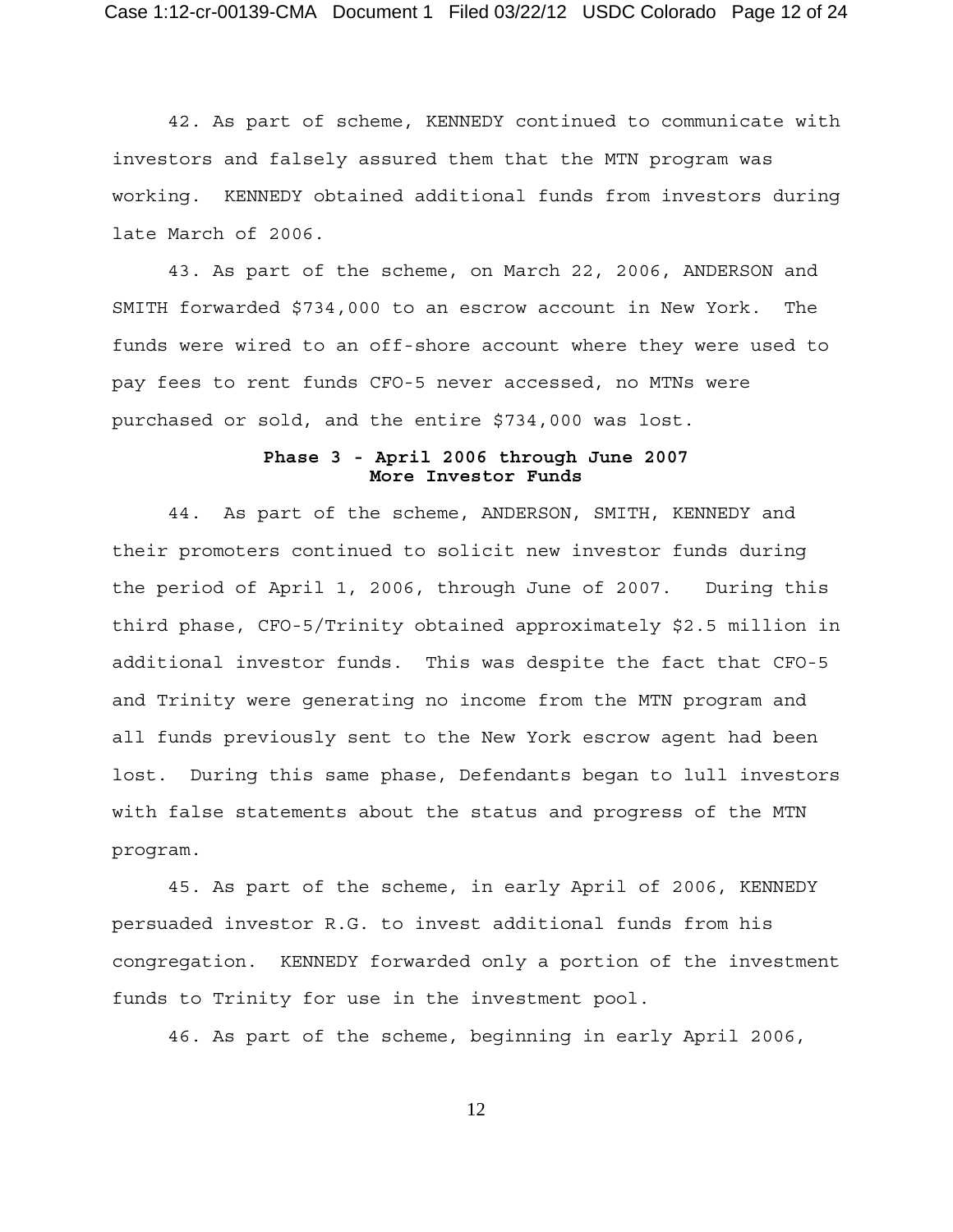42. As part of scheme, KENNEDY continued to communicate with investors and falsely assured them that the MTN program was working. KENNEDY obtained additional funds from investors during late March of 2006.

43. As part of the scheme, on March 22, 2006, ANDERSON and SMITH forwarded $734,000 to an escrow account in New York. The funds were wired to an off-shore account where they were used to pay fees to rent funds CFO-5 never accessed, no MTNs were purchased or sold, and the entire $734,000 was lost.

**Phase 3 - April 2006 through June 2007**
**More Investor Funds**

44. As part of the scheme, ANDERSON, SMITH, KENNEDY and their promoters continued to solicit new investor funds during the period of April 1, 2006, through June of 2007. During this third phase, CFO-5/Trinity obtained approximately $2.5 million in additional investor funds. This was despite the fact that CFO-5 and Trinity were generating no income from the MTN program and all funds previously sent to the New York escrow agent had been lost. During this same phase, Defendants began to lull investors with false statements about the status and progress of the MTN program.

45. As part of the scheme, in early April of 2006, KENNEDY persuaded investor R.G. to invest additional funds from his congregation. KENNEDY forwarded only a portion of the investment funds to Trinity for use in the investment pool.

46. As part of the scheme, beginning in early April 2006,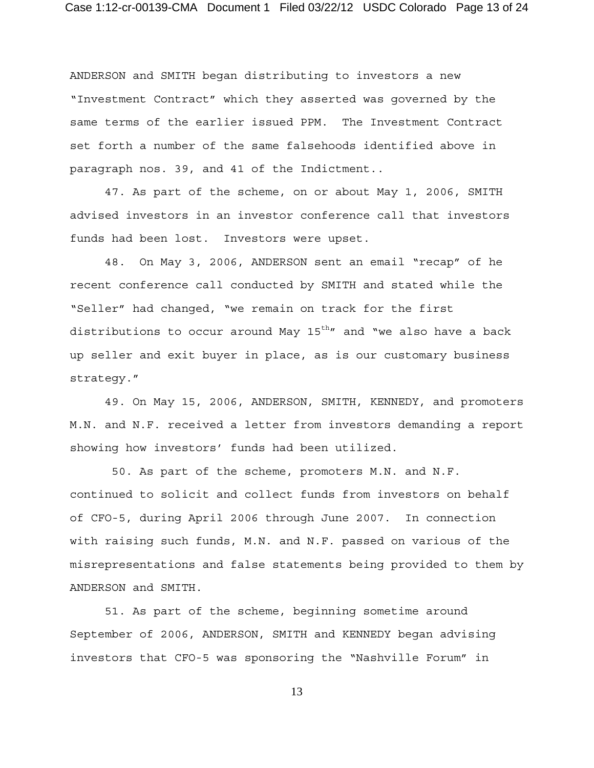ANDERSON and SMITH began distributing to investors a new "Investment Contract" which they asserted was governed by the same terms of the earlier issued PPM. The Investment Contract set forth a number of the same falsehoods identified above in paragraph nos. 39, and 41 of the Indictment..

47. As part of the scheme, on or about May 1, 2006, SMITH advised investors in an investor conference call that investors funds had been lost. Investors were upset.

48. On May 3, 2006, ANDERSON sent an email "recap" of he recent conference call conducted by SMITH and stated while the "Seller" had changed, "we remain on track for the first distributions to occur around May 15th" and "we also have a back up seller and exit buyer in place, as is our customary business strategy."

49. On May 15, 2006, ANDERSON, SMITH, KENNEDY, and promoters M.N. and N.F. received a letter from investors demanding a report showing how investors' funds had been utilized.

50. As part of the scheme, promoters M.N. and N.F. continued to solicit and collect funds from investors on behalf of CFO-5, during April 2006 through June 2007. In connection with raising such funds, M.N. and N.F. passed on various of the misrepresentations and false statements being provided to them by ANDERSON and SMITH.

51. As part of the scheme, beginning sometime around September of 2006, ANDERSON, SMITH and KENNEDY began advising investors that CFO-5 was sponsoring the "Nashville Forum" in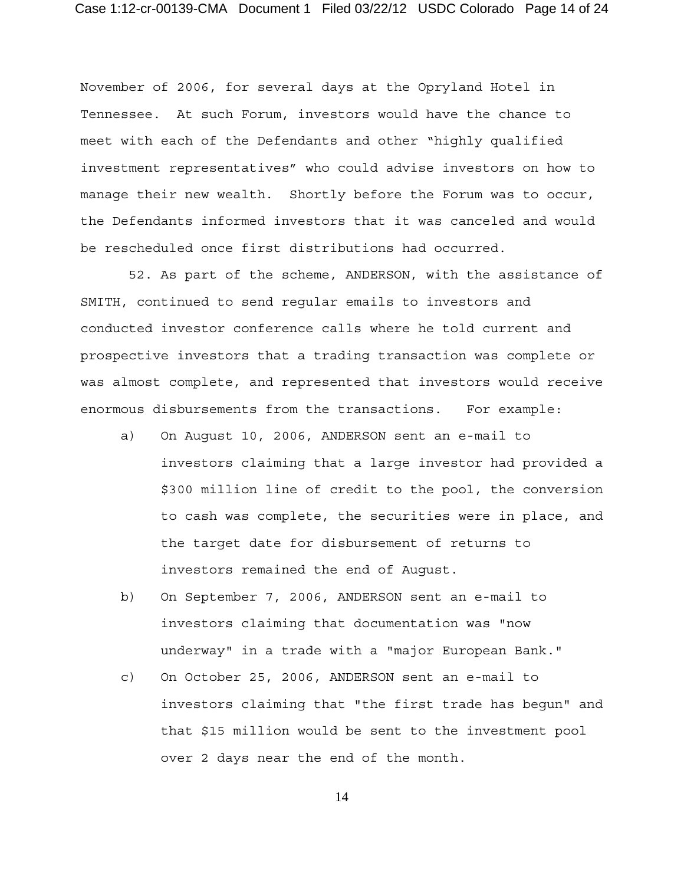November of 2006, for several days at the Opryland Hotel in Tennessee. At such Forum, investors would have the chance to meet with each of the Defendants and other "highly qualified investment representatives" who could advise investors on how to manage their new wealth. Shortly before the Forum was to occur, the Defendants informed investors that it was canceled and would be rescheduled once first distributions had occurred.

52. As part of the scheme, ANDERSON, with the assistance of SMITH, continued to send regular emails to investors and conducted investor conference calls where he told current and prospective investors that a trading transaction was complete or was almost complete, and represented that investors would receive enormous disbursements from the transactions. For example:

a) On August 10, 2006, ANDERSON sent an e-mail to investors claiming that a large investor had provided a $300 million line of credit to the pool, the conversion to cash was complete, the securities were in place, and the target date for disbursement of returns to investors remained the end of August.

b) On September 7, 2006, ANDERSON sent an e-mail to investors claiming that documentation was "now underway" in a trade with a "major European Bank."

c) On October 25, 2006, ANDERSON sent an e-mail to investors claiming that "the first trade has begun" and that $15 million would be sent to the investment pool over 2 days near the end of the month.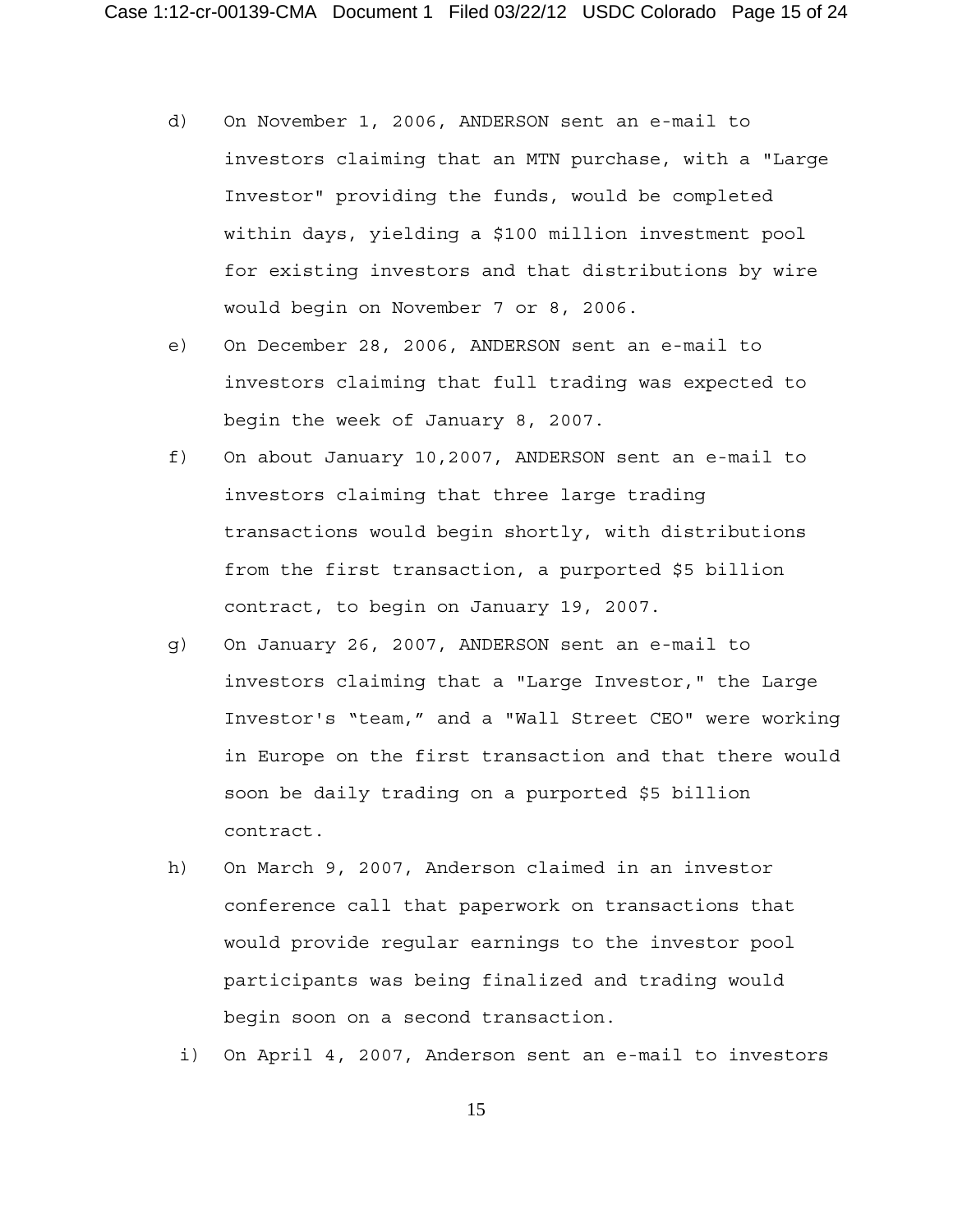d) On November 1, 2006, ANDERSON sent an e-mail to investors claiming that an MTN purchase, with a "Large Investor" providing the funds, would be completed within days, yielding a $100 million investment pool for existing investors and that distributions by wire would begin on November 7 or 8, 2006.

e) On December 28, 2006, ANDERSON sent an e-mail to investors claiming that full trading was expected to begin the week of January 8, 2007.

f) On about January 10,2007, ANDERSON sent an e-mail to investors claiming that three large trading transactions would begin shortly, with distributions from the first transaction, a purported $5 billion contract, to begin on January 19, 2007.

g) On January 26, 2007, ANDERSON sent an e-mail to investors claiming that a "Large Investor," the Large Investor's "team," and a "Wall Street CEO" were working in Europe on the first transaction and that there would soon be daily trading on a purported $5 billion contract.

h) On March 9, 2007, Anderson claimed in an investor conference call that paperwork on transactions that would provide regular earnings to the investor pool participants was being finalized and trading would begin soon on a second transaction.

i) On April 4, 2007, Anderson sent an e-mail to investors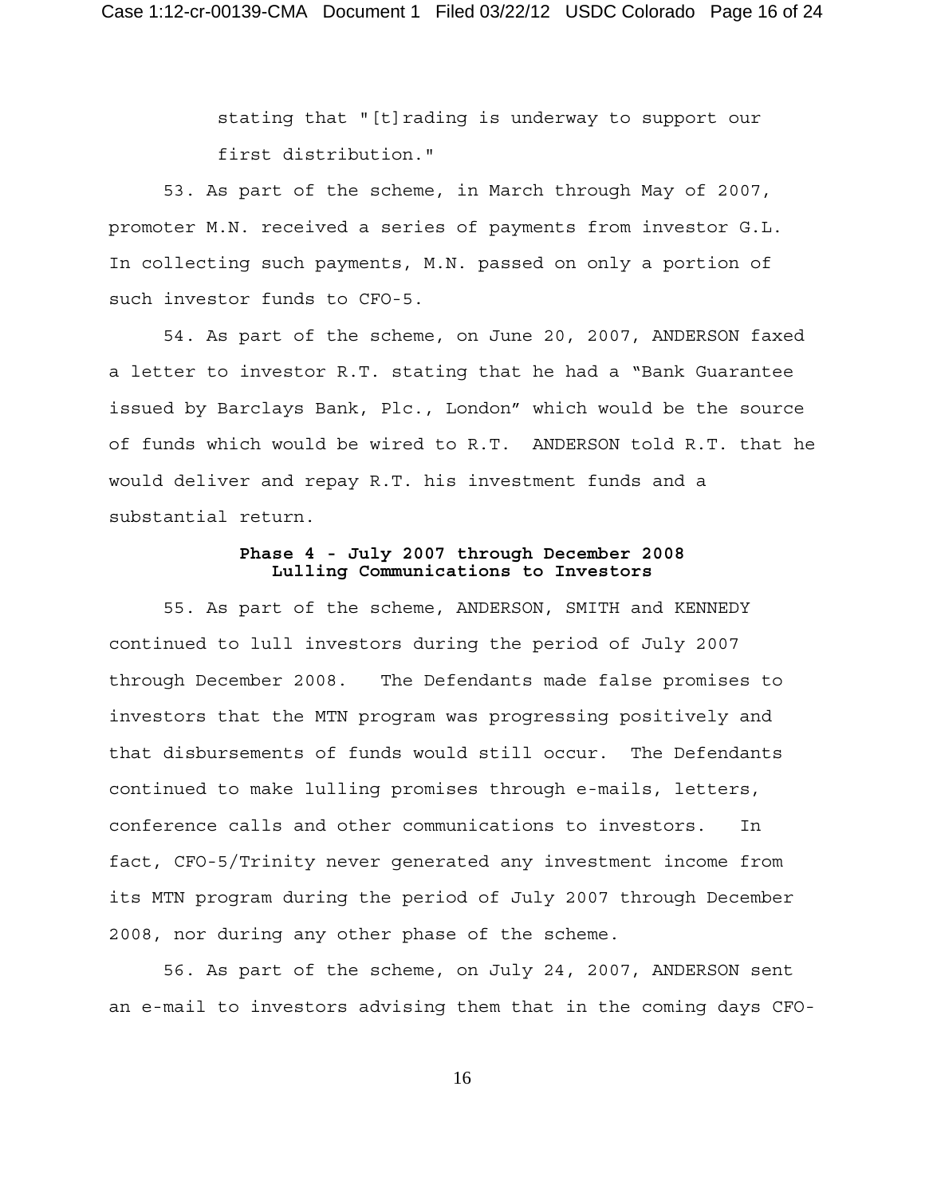stating that "[t]rading is underway to support our first distribution."

53. As part of the scheme, in March through May of 2007, promoter M.N. received a series of payments from investor G.L. In collecting such payments, M.N. passed on only a portion of such investor funds to CFO-5.

54. As part of the scheme, on June 20, 2007, ANDERSON faxed a letter to investor R.T. stating that he had a "Bank Guarantee issued by Barclays Bank, Plc., London" which would be the source of funds which would be wired to R.T. ANDERSON told R.T. that he would deliver and repay R.T. his investment funds and a substantial return.

**Phase 4 - July 2007 through December 2008**
**Lulling Communications to Investors**

55. As part of the scheme, ANDERSON, SMITH and KENNEDY continued to lull investors during the period of July 2007 through December 2008. The Defendants made false promises to investors that the MTN program was progressing positively and that disbursements of funds would still occur. The Defendants continued to make lulling promises through e-mails, letters, conference calls and other communications to investors. In fact, CFO-5/Trinity never generated any investment income from its MTN program during the period of July 2007 through December 2008, nor during any other phase of the scheme.

56. As part of the scheme, on July 24, 2007, ANDERSON sent an e-mail to investors advising them that in the coming days CFO-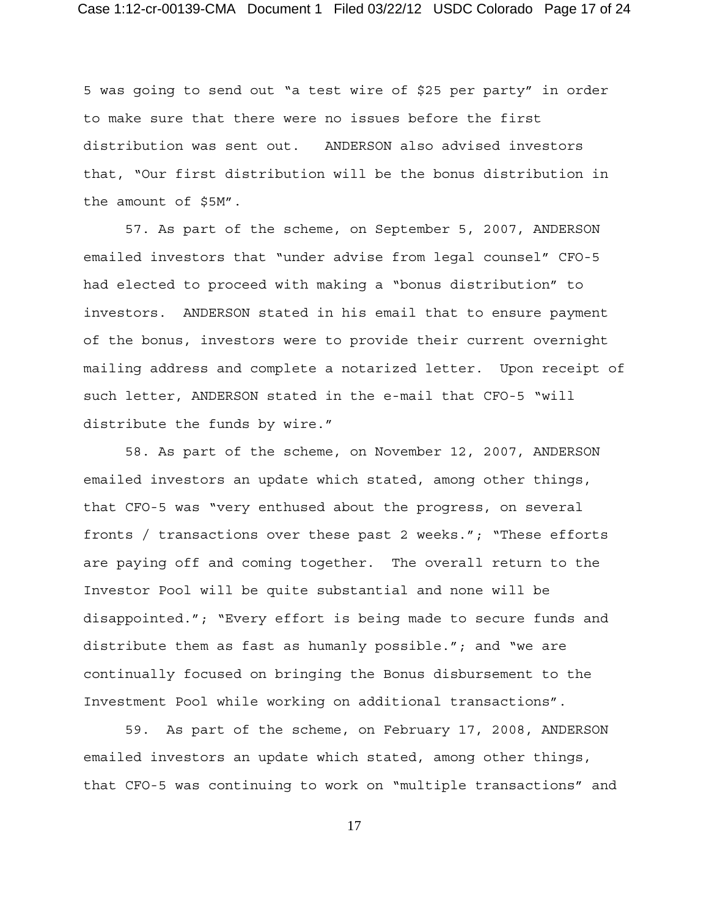5 was going to send out "a test wire of $25 per party" in order to make sure that there were no issues before the first distribution was sent out. ANDERSON also advised investors that, "Our first distribution will be the bonus distribution in the amount of $5M".

57. As part of the scheme, on September 5, 2007, ANDERSON emailed investors that "under advise from legal counsel" CFO-5 had elected to proceed with making a "bonus distribution" to investors. ANDERSON stated in his email that to ensure payment of the bonus, investors were to provide their current overnight mailing address and complete a notarized letter. Upon receipt of such letter, ANDERSON stated in the e-mail that CFO-5 "will distribute the funds by wire."

58. As part of the scheme, on November 12, 2007, ANDERSON emailed investors an update which stated, among other things, that CFO-5 was "very enthused about the progress, on several fronts / transactions over these past 2 weeks."; "These efforts are paying off and coming together. The overall return to the Investor Pool will be quite substantial and none will be disappointed."; "Every effort is being made to secure funds and distribute them as fast as humanly possible."; and "we are continually focused on bringing the Bonus disbursement to the Investment Pool while working on additional transactions".

59. As part of the scheme, on February 17, 2008, ANDERSON emailed investors an update which stated, among other things, that CFO-5 was continuing to work on "multiple transactions" and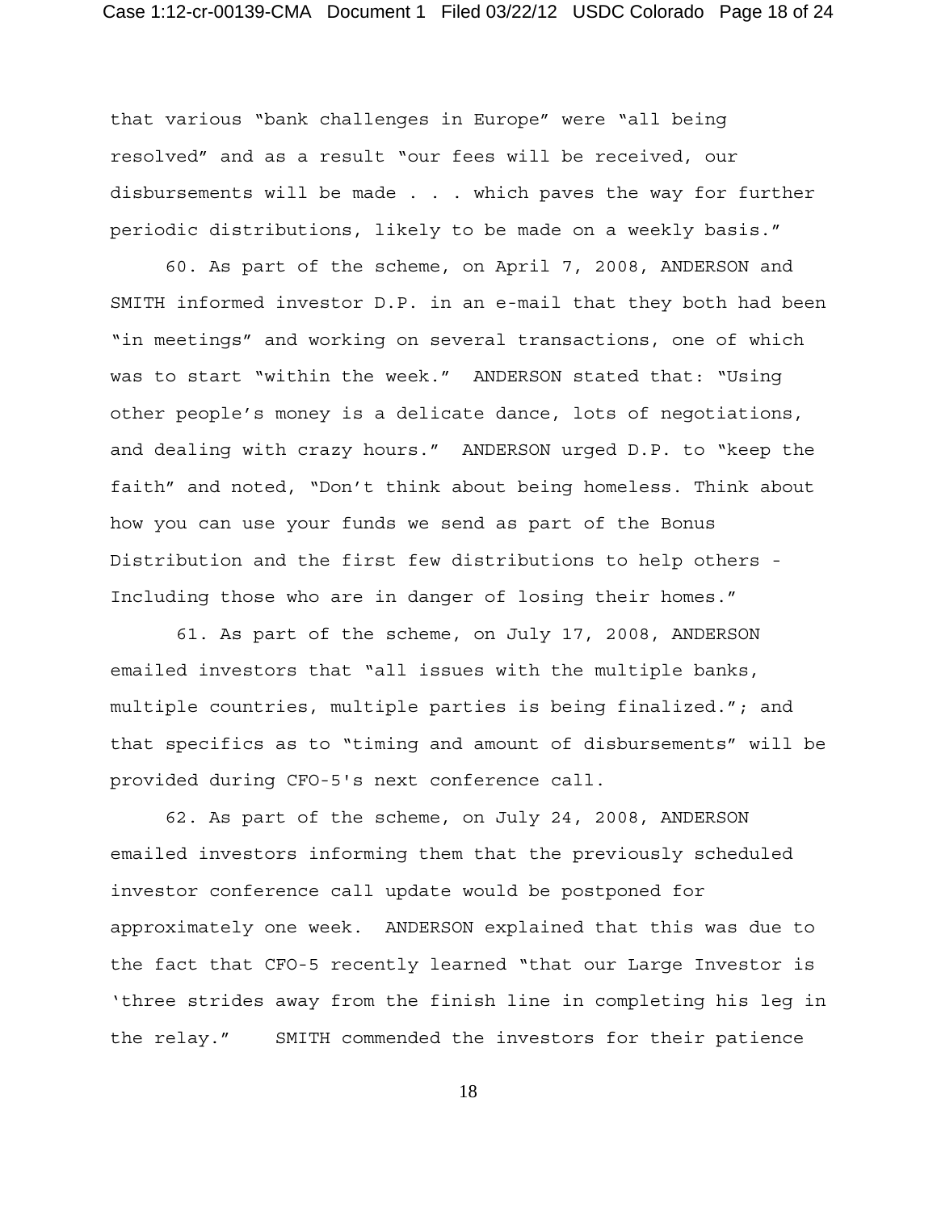that various “bank challenges in Europe” were “all being resolved” and as a result “our fees will be received, our disbursements will be made . . . which paves the way for further periodic distributions, likely to be made on a weekly basis.”

60. As part of the scheme, on April 7, 2008, ANDERSON and SMITH informed investor D.P. in an e-mail that they both had been “in meetings” and working on several transactions, one of which was to start “within the week.” ANDERSON stated that: “Using other people’s money is a delicate dance, lots of negotiations, and dealing with crazy hours.” ANDERSON urged D.P. to “keep the faith” and noted, “Don’t think about being homeless. Think about how you can use your funds we send as part of the Bonus Distribution and the first few distributions to help others - Including those who are in danger of losing their homes.”

61. As part of the scheme, on July 17, 2008, ANDERSON emailed investors that “all issues with the multiple banks, multiple countries, multiple parties is being finalized.”; and that specifics as to “timing and amount of disbursements” will be provided during CFO-5's next conference call.

62. As part of the scheme, on July 24, 2008, ANDERSON emailed investors informing them that the previously scheduled investor conference call update would be postponed for approximately one week. ANDERSON explained that this was due to the fact that CFO-5 recently learned “that our Large Investor is ‘three strides away from the finish line in completing his leg in the relay.” SMITH commended the investors for their patience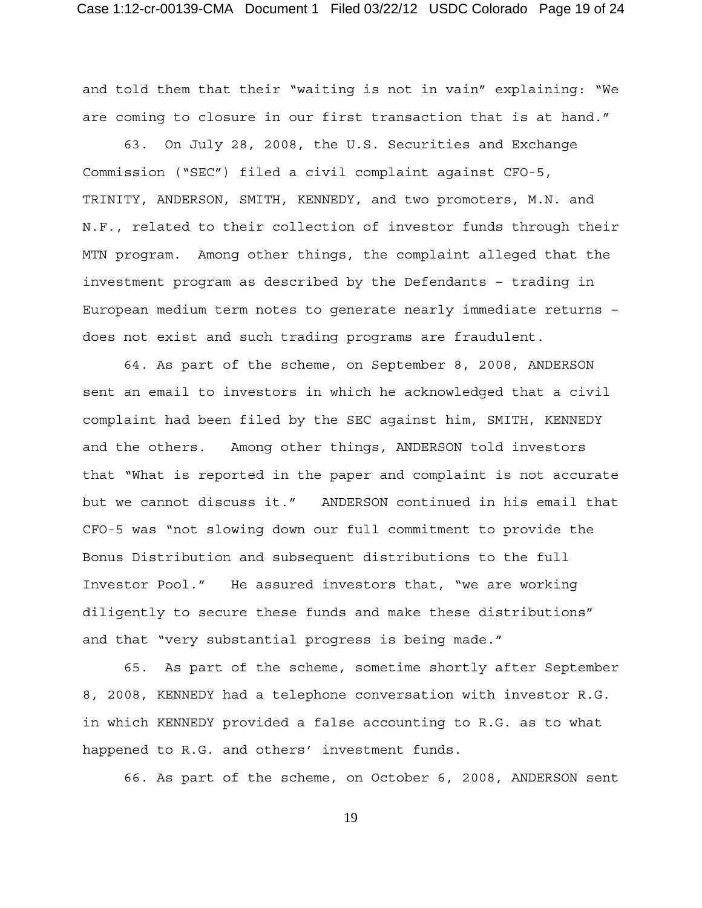and told them that their "waiting is not in vain" explaining: "We are coming to closure in our first transaction that is at hand."

63. On July 28, 2008, the U.S. Securities and Exchange Commission ("SEC") filed a civil complaint against CFO-5, TRINITY, ANDERSON, SMITH, KENNEDY, and two promoters, M.N. and N.F., related to their collection of investor funds through their MTN program. Among other things, the complaint alleged that the investment program as described by the Defendants – trading in European medium term notes to generate nearly immediate returns – does not exist and such trading programs are fraudulent.

64. As part of the scheme, on September 8, 2008, ANDERSON sent an email to investors in which he acknowledged that a civil complaint had been filed by the SEC against him, SMITH, KENNEDY and the others. Among other things, ANDERSON told investors that "What is reported in the paper and complaint is not accurate but we cannot discuss it." ANDERSON continued in his email that CFO-5 was "not slowing down our full commitment to provide the Bonus Distribution and subsequent distributions to the full Investor Pool." He assured investors that, "we are working diligently to secure these funds and make these distributions" and that "very substantial progress is being made."

65. As part of the scheme, sometime shortly after September 8, 2008, KENNEDY had a telephone conversation with investor R.G. in which KENNEDY provided a false accounting to R.G. as to what happened to R.G. and others' investment funds.

66. As part of the scheme, on October 6, 2008, ANDERSON sent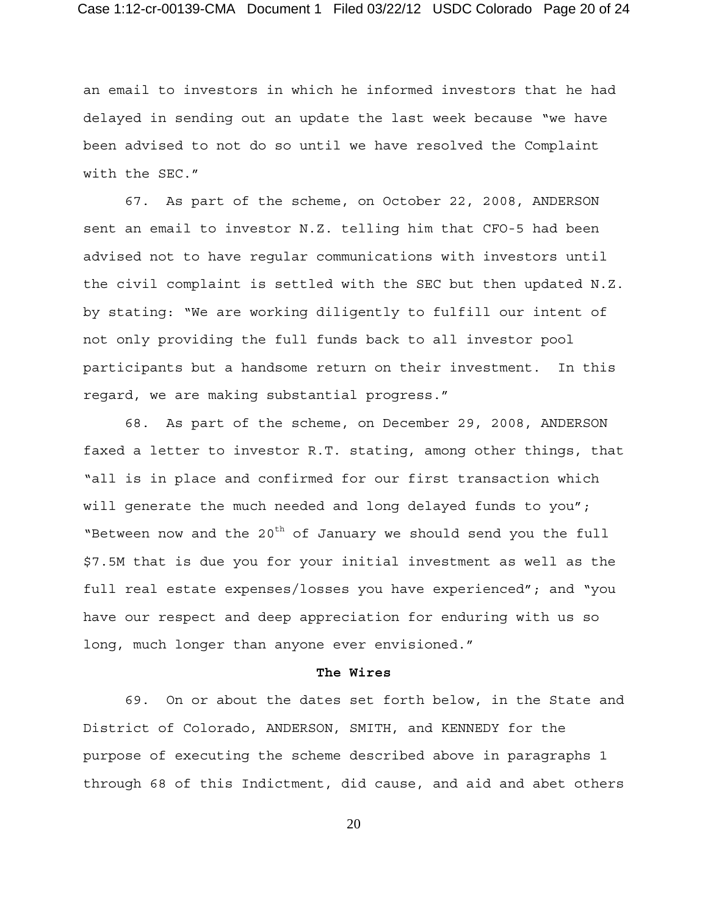an email to investors in which he informed investors that he had delayed in sending out an update the last week because "we have been advised to not do so until we have resolved the Complaint with the SEC."

67. As part of the scheme, on October 22, 2008, ANDERSON sent an email to investor N.Z. telling him that CFO-5 had been advised not to have regular communications with investors until the civil complaint is settled with the SEC but then updated N.Z. by stating: "We are working diligently to fulfill our intent of not only providing the full funds back to all investor pool participants but a handsome return on their investment. In this regard, we are making substantial progress."

68. As part of the scheme, on December 29, 2008, ANDERSON faxed a letter to investor R.T. stating, among other things, that "all is in place and confirmed for our first transaction which will generate the much needed and long delayed funds to you"; "Between now and the 20th of January we should send you the full $7.5M that is due you for your initial investment as well as the full real estate expenses/losses you have experienced"; and "you have our respect and deep appreciation for enduring with us so long, much longer than anyone ever envisioned."

**The Wires**

69. On or about the dates set forth below, in the State and District of Colorado, ANDERSON, SMITH, and KENNEDY for the purpose of executing the scheme described above in paragraphs 1 through 68 of this Indictment, did cause, and aid and abet others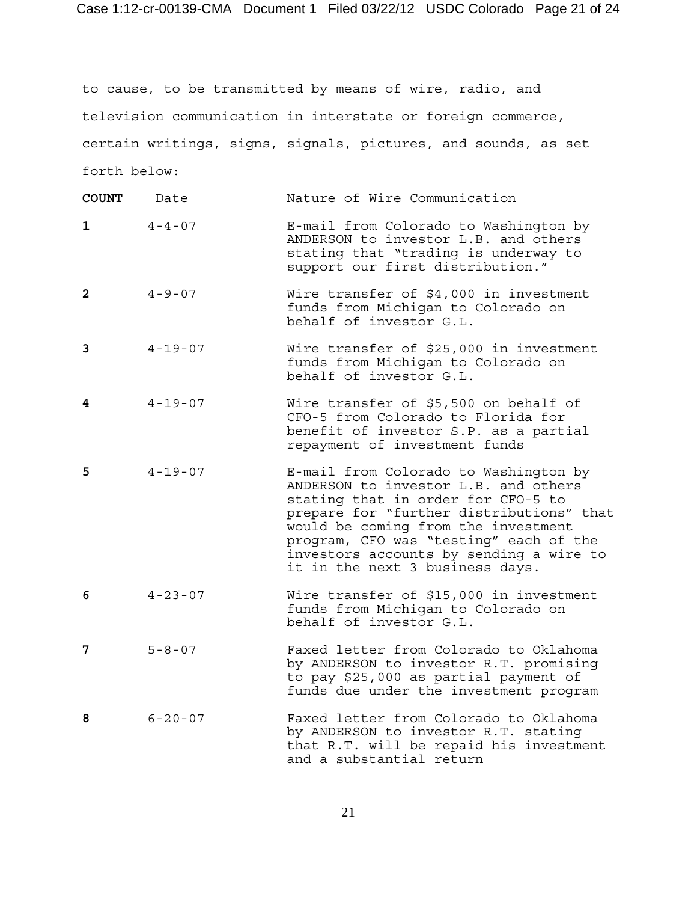to cause, to be transmitted by means of wire, radio, and television communication in interstate or foreign commerce, certain writings, signs, signals, pictures, and sounds, as set forth below:

| **COUNT** | Date | Nature of Wire Communication |
|---|---|---|
| **1** | 4-4-07 | E-mail from Colorado to Washington by ANDERSON to investor L.B. and others stating that "trading is underway to support our first distribution." |
| **2** | 4-9-07 | Wire transfer of $4,000 in investment funds from Michigan to Colorado on behalf of investor G.L. |
| **3** | 4-19-07 | Wire transfer of $25,000 in investment funds from Michigan to Colorado on behalf of investor G.L. |
| **4** | 4-19-07 | Wire transfer of $5,500 on behalf of CFO-5 from Colorado to Florida for benefit of investor S.P. as a partial repayment of investment funds |
| **5** | 4-19-07 | E-mail from Colorado to Washington by ANDERSON to investor L.B. and others stating that in order for CFO-5 to prepare for "further distributions" that would be coming from the investment program, CFO was "testing" each of the investors accounts by sending a wire to it in the next 3 business days. |
| **6** | 4-23-07 | Wire transfer of $15,000 in investment funds from Michigan to Colorado on behalf of investor G.L. |
| **7** | 5-8-07 | Faxed letter from Colorado to Oklahoma by ANDERSON to investor R.T. promising to pay $25,000 as partial payment of funds due under the investment program |
| **8** | 6-20-07 | Faxed letter from Colorado to Oklahoma by ANDERSON to investor R.T. stating that R.T. will be repaid his investment and a substantial return |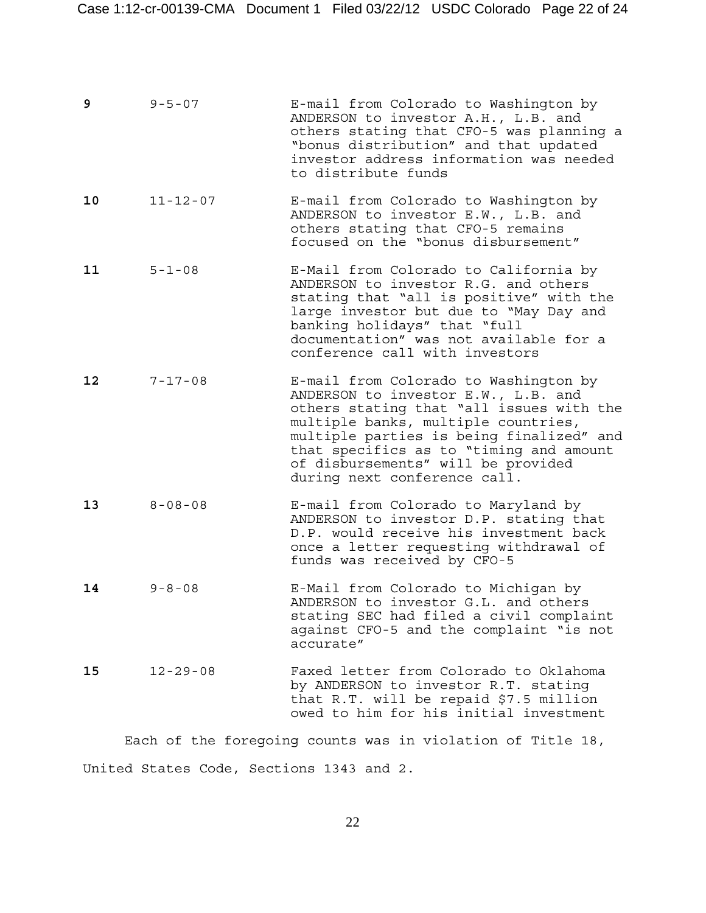| | | |
|---|---|---|
| **9** | 9-5-07 | E-mail from Colorado to Washington by ANDERSON to investor A.H., L.B. and others stating that CFO-5 was planning a "bonus distribution" and that updated investor address information was needed to distribute funds |
| **10** | 11-12-07 | E-mail from Colorado to Washington by ANDERSON to investor E.W., L.B. and others stating that CFO-5 remains focused on the "bonus disbursement" |
| **11** | 5-1-08 | E-Mail from Colorado to California by ANDERSON to investor R.G. and others stating that "all is positive" with the large investor but due to "May Day and banking holidays" that "full documentation" was not available for a conference call with investors |
| **12** | 7-17-08 | E-mail from Colorado to Washington by ANDERSON to investor E.W., L.B. and others stating that "all issues with the multiple banks, multiple countries, multiple parties is being finalized" and that specifics as to "timing and amount of disbursements" will be provided during next conference call. |
| **13** | 8-08-08 | E-mail from Colorado to Maryland by ANDERSON to investor D.P. stating that D.P. would receive his investment back once a letter requesting withdrawal of funds was received by CFO-5 |
| **14** | 9-8-08 | E-Mail from Colorado to Michigan by ANDERSON to investor G.L. and others stating SEC had filed a civil complaint against CFO-5 and the complaint "is not accurate" |
| **15** | 12-29-08 | Faxed letter from Colorado to Oklahoma by ANDERSON to investor R.T. stating that R.T. will be repaid $7.5 million owed to him for his initial investment |

Each of the foregoing counts was in violation of Title 18, United States Code, Sections 1343 and 2.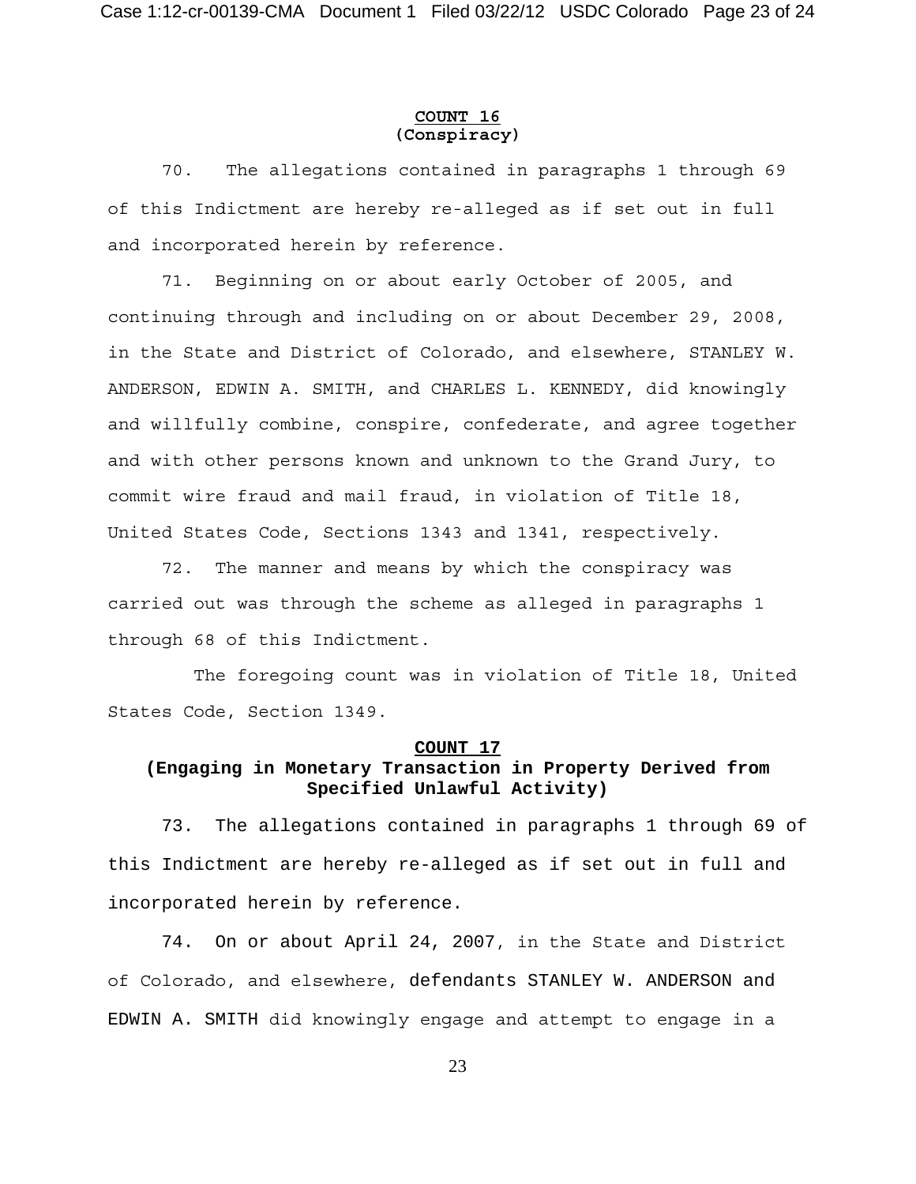**COUNT 16**
**(Conspiracy)**

70. The allegations contained in paragraphs 1 through 69 of this Indictment are hereby re-alleged as if set out in full and incorporated herein by reference.

71. Beginning on or about early October of 2005, and continuing through and including on or about December 29, 2008, in the State and District of Colorado, and elsewhere, STANLEY W. ANDERSON, EDWIN A. SMITH, and CHARLES L. KENNEDY, did knowingly and willfully combine, conspire, confederate, and agree together and with other persons known and unknown to the Grand Jury, to commit wire fraud and mail fraud, in violation of Title 18, United States Code, Sections 1343 and 1341, respectively.

72. The manner and means by which the conspiracy was carried out was through the scheme as alleged in paragraphs 1 through 68 of this Indictment.

The foregoing count was in violation of Title 18, United States Code, Section 1349.

**COUNT 17**
**(Engaging in Monetary Transaction in Property Derived from Specified Unlawful Activity)**

73. The allegations contained in paragraphs 1 through 69 of this Indictment are hereby re-alleged as if set out in full and incorporated herein by reference.

74. On or about April 24, 2007, in the State and District of Colorado, and elsewhere, defendants STANLEY W. ANDERSON and EDWIN A. SMITH did knowingly engage and attempt to engage in a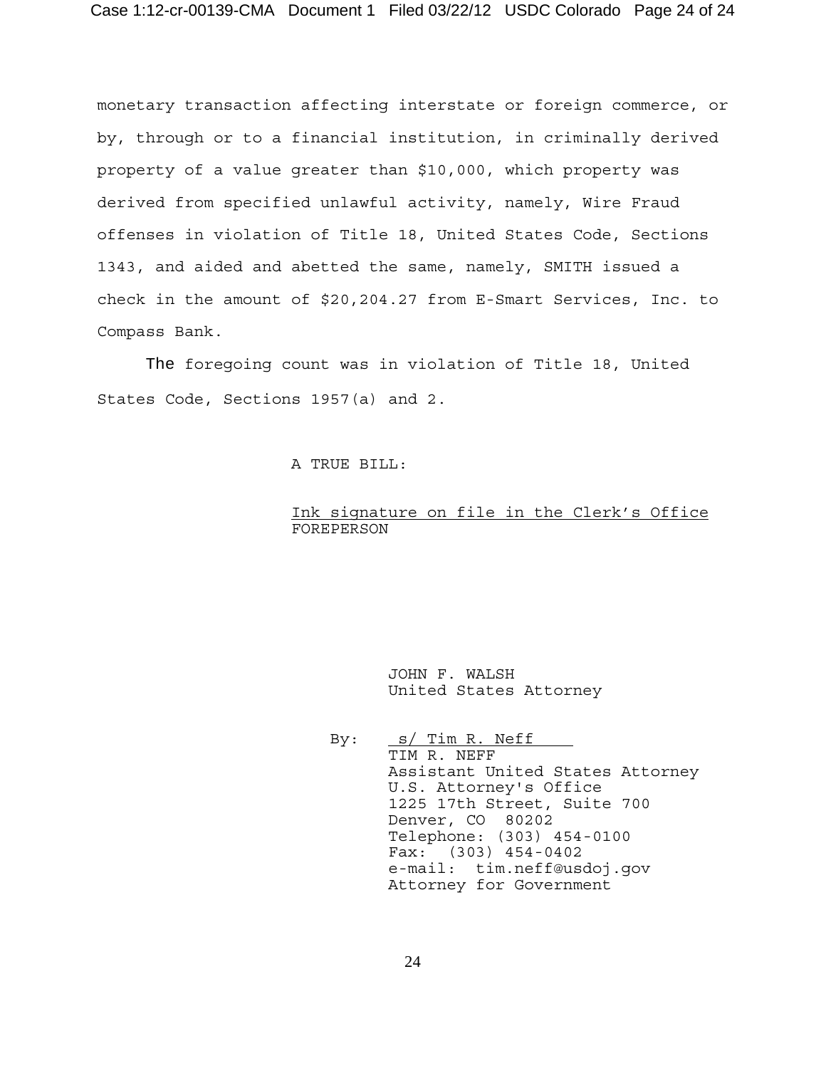monetary transaction affecting interstate or foreign commerce, or by, through or to a financial institution, in criminally derived property of a value greater than $10,000, which property was derived from specified unlawful activity, namely, Wire Fraud offenses in violation of Title 18, United States Code, Sections 1343, and aided and abetted the same, namely, SMITH issued a check in the amount of $20,204.27 from E-Smart Services, Inc. to Compass Bank.

The foregoing count was in violation of Title 18, United States Code, Sections 1957(a) and 2.

A TRUE BILL:

Ink signature on file in the Clerk's Office
FOREPERSON

JOHN F. WALSH
United States Attorney

By: s/ Tim R. Neff
TIM R. NEFF
Assistant United States Attorney
U.S. Attorney's Office
1225 17th Street, Suite 700
Denver, CO 80202
Telephone: (303) 454-0100
Fax: (303) 454-0402
e-mail: tim.neff@usdoj.gov
Attorney for Government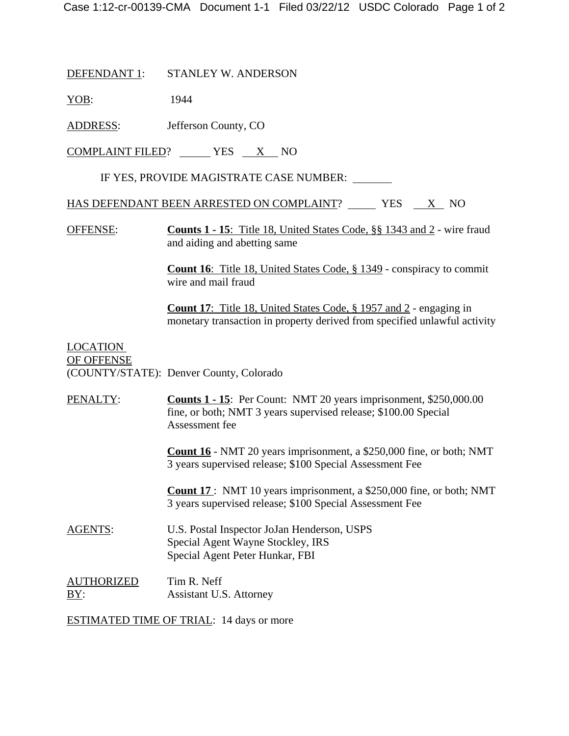DEFENDANT 1: STANLEY W. ANDERSON

YOB: 1944

ADDRESS: Jefferson County, CO

COMPLAINT FILED? ______ YES __X__ NO

IF YES, PROVIDE MAGISTRATE CASE NUMBER: ______

HAS DEFENDANT BEEN ARRESTED ON COMPLAINT? ______ YES __X__ NO

OFFENSE: **Counts 1 - 15**: Title 18, United States Code, §§ 1343 and 2 - wire fraud and aiding and abetting same

**Count 16**: Title 18, United States Code, § 1349 - conspiracy to commit wire and mail fraud

**Count 17**: Title 18, United States Code, § 1957 and 2 - engaging in monetary transaction in property derived from specified unlawful activity

LOCATION OF OFFENSE (COUNTY/STATE): Denver County, Colorado

PENALTY: **Counts 1 - 15**: Per Count: NMT 20 years imprisonment, $250,000.00 fine, or both; NMT 3 years supervised release; $100.00 Special Assessment fee

**Count 16** - NMT 20 years imprisonment, a $250,000 fine, or both; NMT 3 years supervised release; $100 Special Assessment Fee

**Count 17** : NMT 10 years imprisonment, a $250,000 fine, or both; NMT 3 years supervised release; $100 Special Assessment Fee

AGENTS: U.S. Postal Inspector JoJan Henderson, USPS
Special Agent Wayne Stockley, IRS
Special Agent Peter Hunkar, FBI

AUTHORIZED BY: Tim R. Neff
Assistant U.S. Attorney

ESTIMATED TIME OF TRIAL: 14 days or more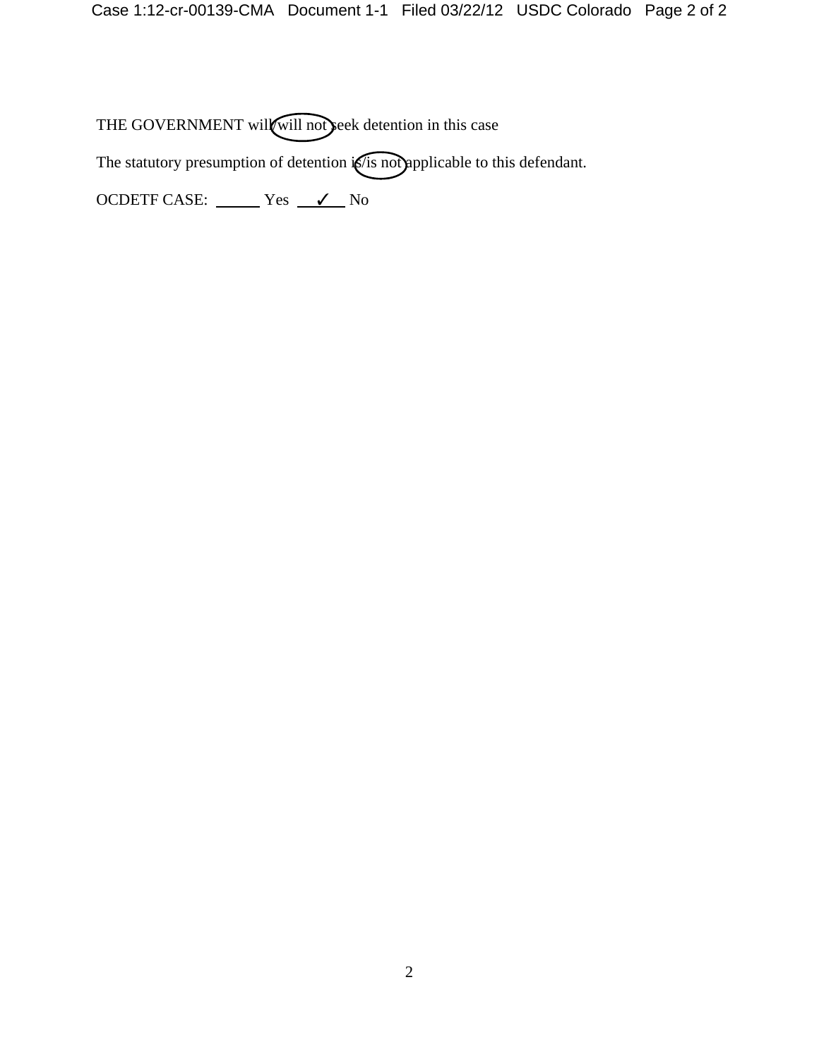THE GOVERNMENT will/will not seek detention in this case

The statutory presumption of detention is/is not applicable to this defendant.

OCDETF CASE: ______ Yes ___✓___ No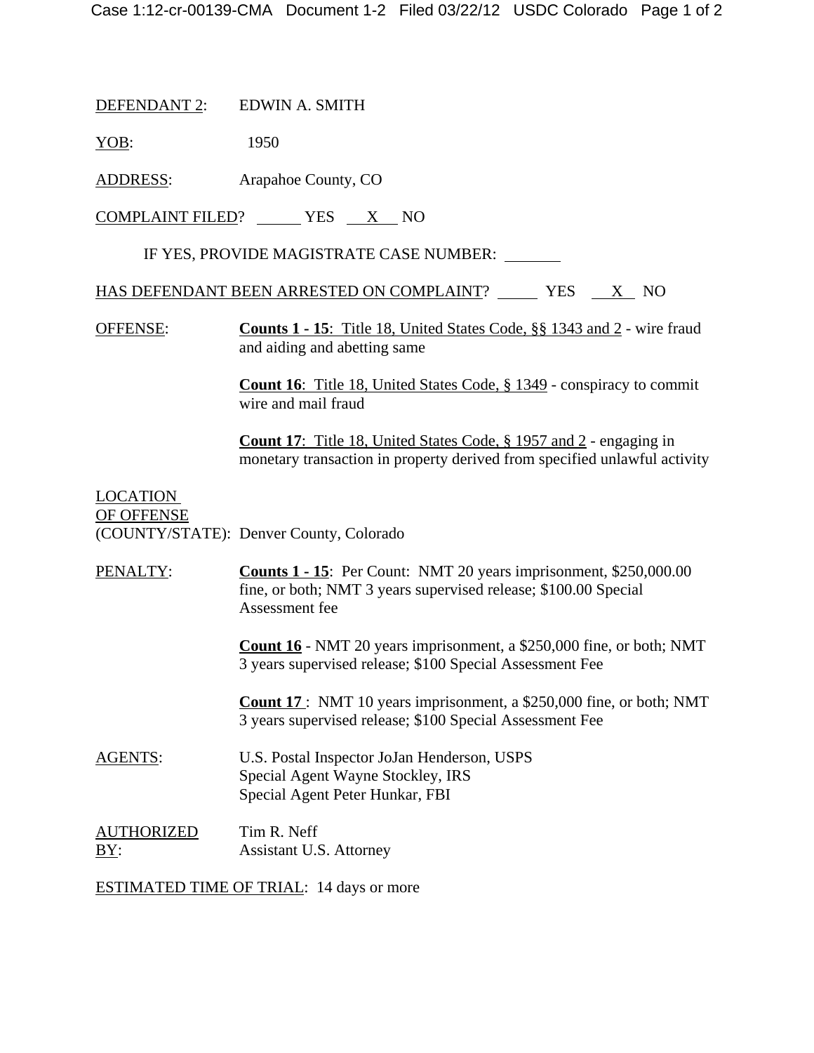DEFENDANT 2: EDWIN A. SMITH

YOB: 1950

ADDRESS: Arapahoe County, CO

COMPLAINT FILED? ______ YES __X__ NO

IF YES, PROVIDE MAGISTRATE CASE NUMBER: ______

HAS DEFENDANT BEEN ARRESTED ON COMPLAINT? ______ YES __X__ NO

OFFENSE: **Counts 1 - 15**: Title 18, United States Code, §§ 1343 and 2 - wire fraud and aiding and abetting same

**Count 16**: Title 18, United States Code, § 1349 - conspiracy to commit wire and mail fraud

**Count 17**: Title 18, United States Code, § 1957 and 2 - engaging in monetary transaction in property derived from specified unlawful activity

LOCATION OF OFFENSE (COUNTY/STATE): Denver County, Colorado

PENALTY: **Counts 1 - 15**: Per Count: NMT 20 years imprisonment, $250,000.00 fine, or both; NMT 3 years supervised release; $100.00 Special Assessment fee

**Count 16** - NMT 20 years imprisonment, a $250,000 fine, or both; NMT 3 years supervised release; $100 Special Assessment Fee

**Count 17** : NMT 10 years imprisonment, a $250,000 fine, or both; NMT 3 years supervised release; $100 Special Assessment Fee

AGENTS: U.S. Postal Inspector JoJan Henderson, USPS
Special Agent Wayne Stockley, IRS
Special Agent Peter Hunkar, FBI

AUTHORIZED BY: Tim R. Neff
Assistant U.S. Attorney

ESTIMATED TIME OF TRIAL: 14 days or more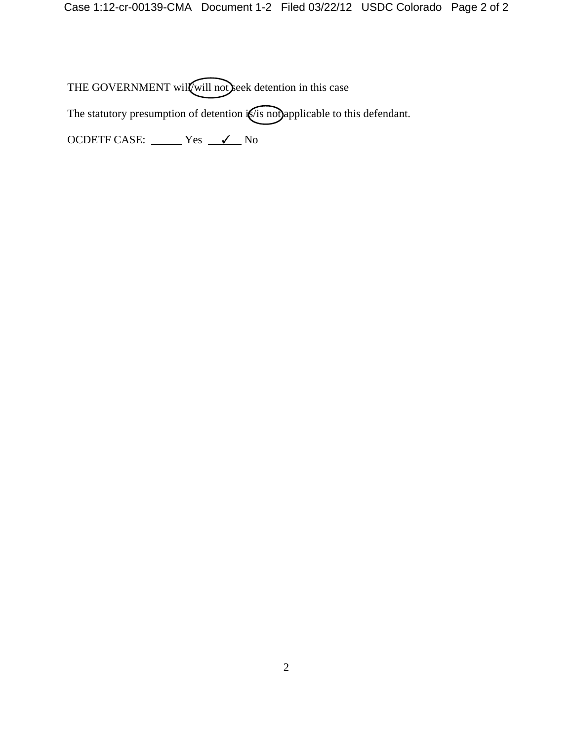THE GOVERNMENT will/will not seek detention in this case

The statutory presumption of detention is/is not applicable to this defendant.

OCDETF CASE: ______ Yes ___✓___ No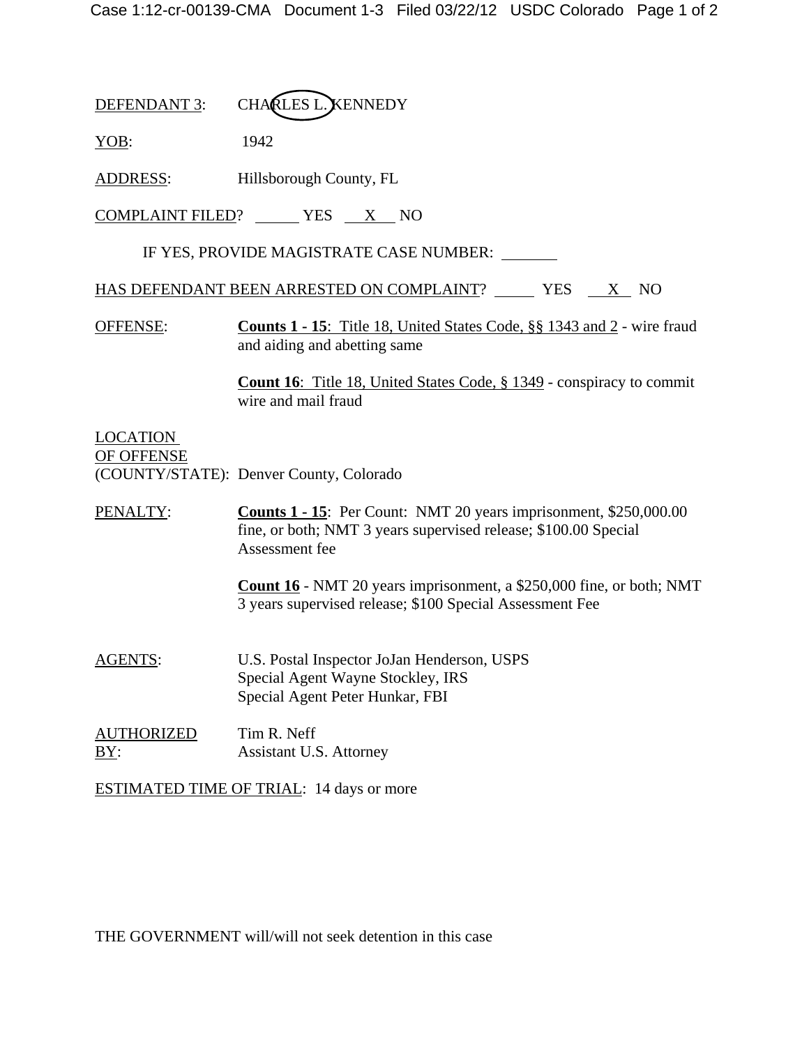DEFENDANT 3: CHARLES L. KENNEDY

YOB: 1942

ADDRESS: Hillsborough County, FL

COMPLAINT FIRED? ______ YES __X__ NO

IF YES, PROVIDE MAGISTRATE CASE NUMBER: ________

HAS DEFENDANT BEEN ARRESTED ON COMPLAINT? ______ YES __X__ NO

OFFENSE: **Counts 1 - 15**: Title 18, United States Code, §§ 1343 and 2 - wire fraud and aiding and abetting same

**Count 16**: Title 18, United States Code, § 1349 - conspiracy to commit wire and mail fraud

LOCATION OF OFFENSE (COUNTY/STATE): Denver County, Colorado

PENALTY: **Counts 1 - 15**: Per Count: NMT 20 years imprisonment, $250,000.00 fine, or both; NMT 3 years supervised release; $100.00 Special Assessment fee

**Count 16** - NMT 20 years imprisonment, a $250,000 fine, or both; NMT 3 years supervised release; $100 Special Assessment Fee

AGENTS: U.S. Postal Inspector JoJan Henderson, USPS
Special Agent Wayne Stockley, IRS
Special Agent Peter Hunkar, FBI

AUTHORIZED BY: Tim R. Neff
Assistant U.S. Attorney

ESTIMATED TIME OF TRIAL: 14 days or more

THE GOVERNMENT will/will not seek detention in this case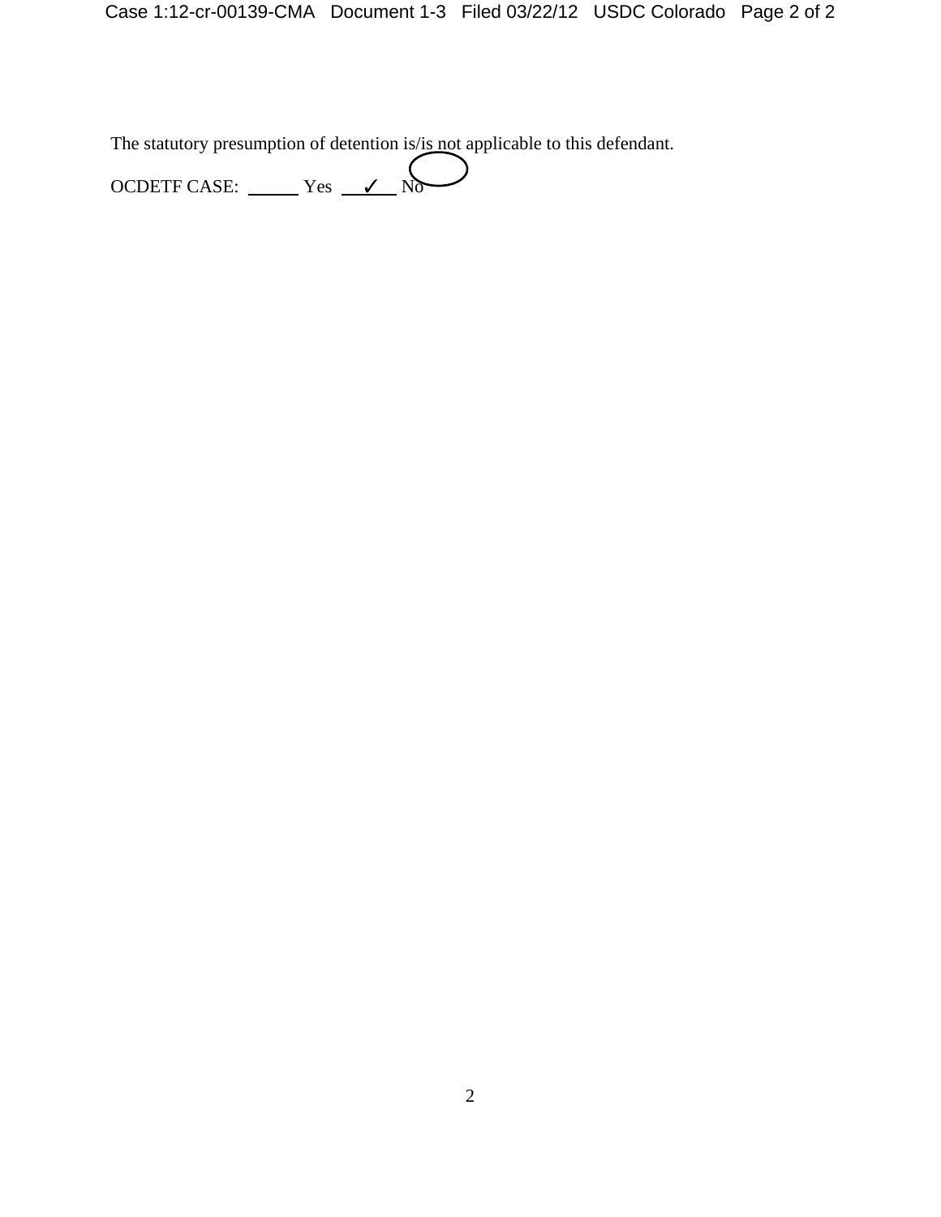The statutory presumption of detention is/is not applicable to this defendant.

OCDETF CASE: ______ Yes ___✓___ No